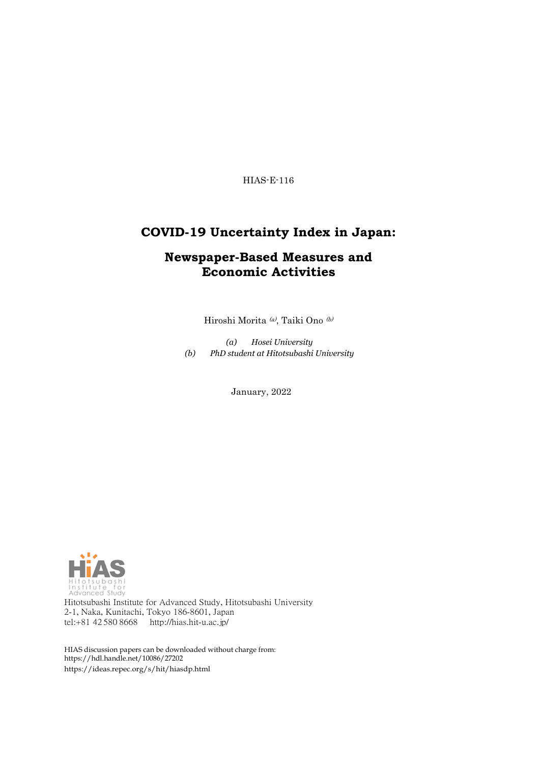HIAS-E-116

# COVID-19 Uncertainty Index in Japan:

## Newspaper-Based Measures and Economic Activities

Hiroshi Morita [(a)], Taiki Ono [(b)]

*(a) Hosei University*
*(b) PhD student at Hitotsubashi University*

January, 2022

Hitotsubashi Institute for Advanced Study, Hitotsubashi University
2-1, Naka, Kunitachi, Tokyo 186-8601, Japan
tel:+81 42 580 8668 http://hias.hit-u.ac.jp/

HIAS discussion papers can be downloaded without charge from:
https://hdl.handle.net/10086/27202
https://ideas.repec.org/s/hit/hiasdp.html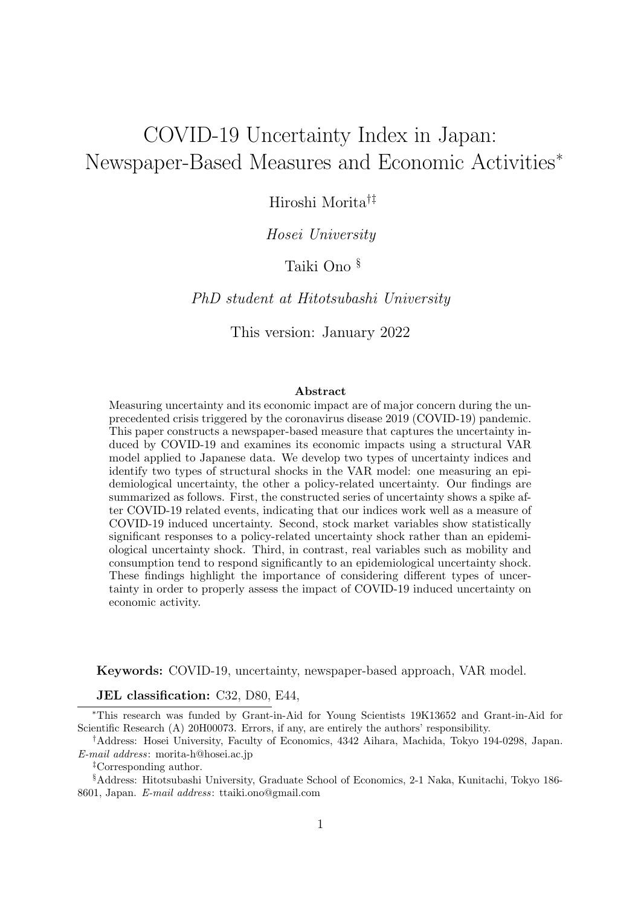# COVID-19 Uncertainty Index in Japan: Newspaper-Based Measures and Economic Activities*

Hiroshi Morita[†‡]

*Hosei University*

Taiki Ono [§]

*PhD student at Hitotsubashi University*

This version: January 2022

**Abstract**

Measuring uncertainty and its economic impact are of major concern during the unprecedented crisis triggered by the coronavirus disease 2019 (COVID-19) pandemic. This paper constructs a newspaper-based measure that captures the uncertainty induced by COVID-19 and examines its economic impacts using a structural VAR model applied to Japanese data. We develop two types of uncertainty indices and identify two types of structural shocks in the VAR model: one measuring an epidemiological uncertainty, the other a policy-related uncertainty. Our findings are summarized as follows. First, the constructed series of uncertainty shows a spike after COVID-19 related events, indicating that our indices work well as a measure of COVID-19 induced uncertainty. Second, stock market variables show statistically significant responses to a policy-related uncertainty shock rather than an epidemiological uncertainty shock. Third, in contrast, real variables such as mobility and consumption tend to respond significantly to an epidemiological uncertainty shock. These findings highlight the importance of considering different types of uncertainty in order to properly assess the impact of COVID-19 induced uncertainty on economic activity.

**Keywords:** COVID-19, uncertainty, newspaper-based approach, VAR model.

**JEL classification:** C32, D80, E44,

---

*This research was funded by Grant-in-Aid for Young Scientists 19K13652 and Grant-in-Aid for Scientific Research (A) 20H00073. Errors, if any, are entirely the authors' responsibility.

[†]Address: Hosei University, Faculty of Economics, 4342 Aihara, Machida, Tokyo 194-0298, Japan. *E-mail address*: morita-h@hosei.ac.jp

[‡]Corresponding author.

[§]Address: Hitotsubashi University, Graduate School of Economics, 2-1 Naka, Kunitachi, Tokyo 186-8601, Japan. *E-mail address*: ttaiki.ono@gmail.com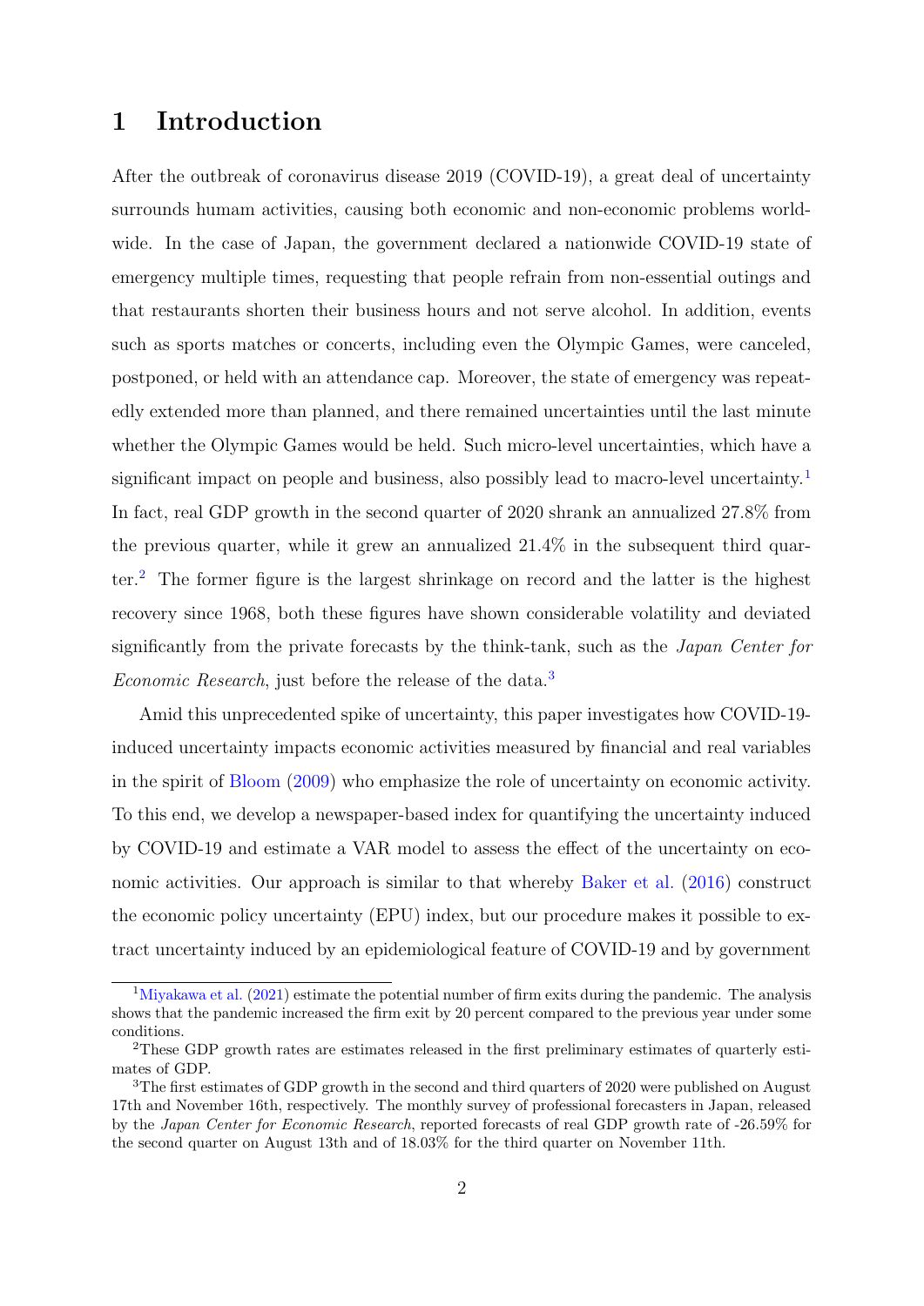# 1 Introduction

After the outbreak of coronavirus disease 2019 (COVID-19), a great deal of uncertainty surrounds humam activities, causing both economic and non-economic problems worldwide. In the case of Japan, the government declared a nationwide COVID-19 state of emergency multiple times, requesting that people refrain from non-essential outings and that restaurants shorten their business hours and not serve alcohol. In addition, events such as sports matches or concerts, including even the Olympic Games, were canceled, postponed, or held with an attendance cap. Moreover, the state of emergency was repeatedly extended more than planned, and there remained uncertainties until the last minute whether the Olympic Games would be held. Such micro-level uncertainties, which have a significant impact on people and business, also possibly lead to macro-level uncertainty.[1] In fact, real GDP growth in the second quarter of 2020 shrank an annualized 27.8% from the previous quarter, while it grew an annualized 21.4% in the subsequent third quarter.[2] The former figure is the largest shrinkage on record and the latter is the highest recovery since 1968, both these figures have shown considerable volatility and deviated significantly from the private forecasts by the think-tank, such as the *Japan Center for Economic Research*, just before the release of the data.[3]

Amid this unprecedented spike of uncertainty, this paper investigates how COVID-19-induced uncertainty impacts economic activities measured by financial and real variables in the spirit of Bloom (2009) who emphasize the role of uncertainty on economic activity. To this end, we develop a newspaper-based index for quantifying the uncertainty induced by COVID-19 and estimate a VAR model to assess the effect of the uncertainty on economic activities. Our approach is similar to that whereby Baker et al. (2016) construct the economic policy uncertainty (EPU) index, but our procedure makes it possible to extract uncertainty induced by an epidemiological feature of COVID-19 and by government

[1] Miyakawa et al. (2021) estimate the potential number of firm exits during the pandemic. The analysis shows that the pandemic increased the firm exit by 20 percent compared to the previous year under some conditions.

[2] These GDP growth rates are estimates released in the first preliminary estimates of quarterly estimates of GDP.

[3] The first estimates of GDP growth in the second and third quarters of 2020 were published on August 17th and November 16th, respectively. The monthly survey of professional forecasters in Japan, released by the *Japan Center for Economic Research*, reported forecasts of real GDP growth rate of -26.59% for the second quarter on August 13th and of 18.03% for the third quarter on November 11th.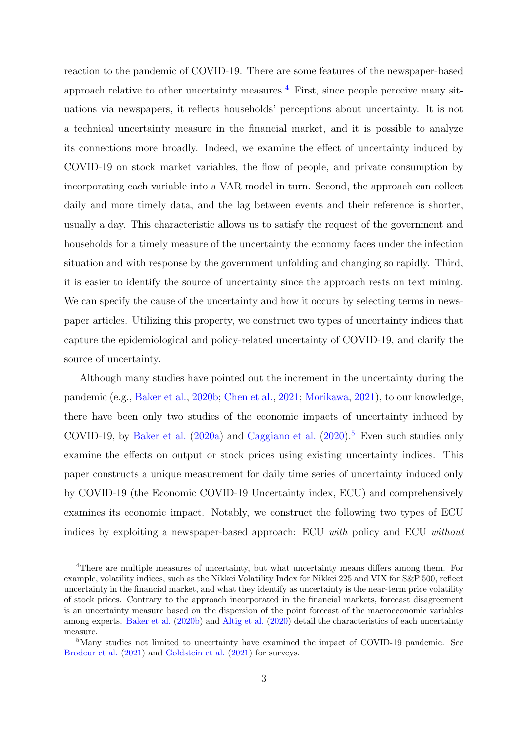reaction to the pandemic of COVID-19. There are some features of the newspaper-based approach relative to other uncertainty measures.[4] First, since people perceive many situations via newspapers, it reflects households' perceptions about uncertainty. It is not a technical uncertainty measure in the financial market, and it is possible to analyze its connections more broadly. Indeed, we examine the effect of uncertainty induced by COVID-19 on stock market variables, the flow of people, and private consumption by incorporating each variable into a VAR model in turn. Second, the approach can collect daily and more timely data, and the lag between events and their reference is shorter, usually a day. This characteristic allows us to satisfy the request of the government and households for a timely measure of the uncertainty the economy faces under the infection situation and with response by the government unfolding and changing so rapidly. Third, it is easier to identify the source of uncertainty since the approach rests on text mining. We can specify the cause of the uncertainty and how it occurs by selecting terms in newspaper articles. Utilizing this property, we construct two types of uncertainty indices that capture the epidemiological and policy-related uncertainty of COVID-19, and clarify the source of uncertainty.

Although many studies have pointed out the increment in the uncertainty during the pandemic (e.g., Baker et al., 2020b; Chen et al., 2021; Morikawa, 2021), to our knowledge, there have been only two studies of the economic impacts of uncertainty induced by COVID-19, by Baker et al. (2020a) and Caggiano et al. (2020).[5] Even such studies only examine the effects on output or stock prices using existing uncertainty indices. This paper constructs a unique measurement for daily time series of uncertainty induced only by COVID-19 (the Economic COVID-19 Uncertainty index, ECU) and comprehensively examines its economic impact. Notably, we construct the following two types of ECU indices by exploiting a newspaper-based approach: ECU *with* policy and ECU *without*

[4] There are multiple measures of uncertainty, but what uncertainty means differs among them. For example, volatility indices, such as the Nikkei Volatility Index for Nikkei 225 and VIX for S&P 500, reflect uncertainty in the financial market, and what they identify as uncertainty is the near-term price volatility of stock prices. Contrary to the approach incorporated in the financial markets, forecast disagreement is an uncertainty measure based on the dispersion of the point forecast of the macroeconomic variables among experts. Baker et al. (2020b) and Altig et al. (2020) detail the characteristics of each uncertainty measure.

[5] Many studies not limited to uncertainty have examined the impact of COVID-19 pandemic. See Brodeur et al. (2021) and Goldstein et al. (2021) for surveys.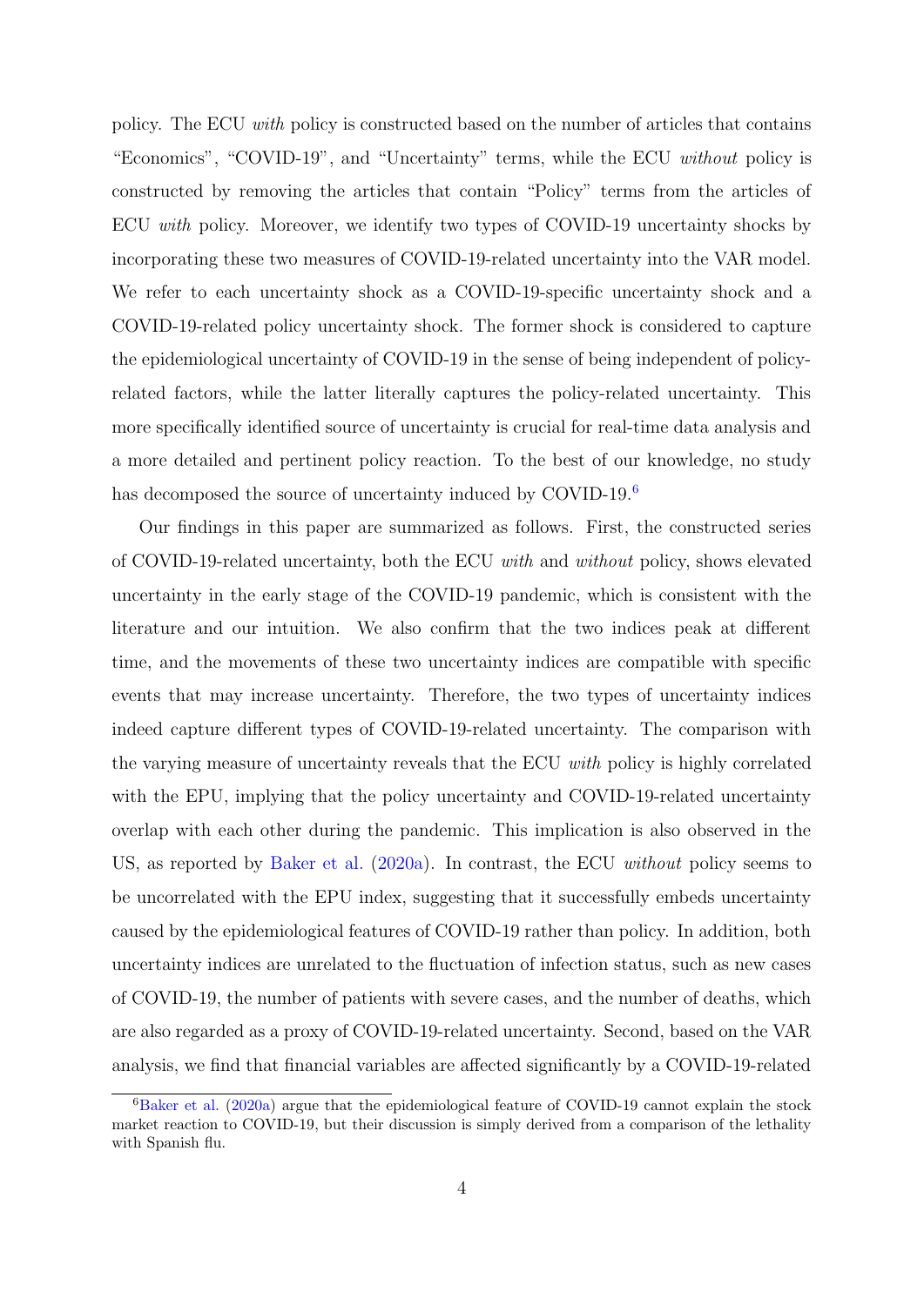policy. The ECU *with* policy is constructed based on the number of articles that contains "Economics", "COVID-19", and "Uncertainty" terms, while the ECU *without* policy is constructed by removing the articles that contain "Policy" terms from the articles of ECU *with* policy. Moreover, we identify two types of COVID-19 uncertainty shocks by incorporating these two measures of COVID-19-related uncertainty into the VAR model. We refer to each uncertainty shock as a COVID-19-specific uncertainty shock and a COVID-19-related policy uncertainty shock. The former shock is considered to capture the epidemiological uncertainty of COVID-19 in the sense of being independent of policy-related factors, while the latter literally captures the policy-related uncertainty. This more specifically identified source of uncertainty is crucial for real-time data analysis and a more detailed and pertinent policy reaction. To the best of our knowledge, no study has decomposed the source of uncertainty induced by COVID-19.[6]

Our findings in this paper are summarized as follows. First, the constructed series of COVID-19-related uncertainty, both the ECU *with* and *without* policy, shows elevated uncertainty in the early stage of the COVID-19 pandemic, which is consistent with the literature and our intuition. We also confirm that the two indices peak at different time, and the movements of these two uncertainty indices are compatible with specific events that may increase uncertainty. Therefore, the two types of uncertainty indices indeed capture different types of COVID-19-related uncertainty. The comparison with the varying measure of uncertainty reveals that the ECU *with* policy is highly correlated with the EPU, implying that the policy uncertainty and COVID-19-related uncertainty overlap with each other during the pandemic. This implication is also observed in the US, as reported by Baker et al. (2020a). In contrast, the ECU *without* policy seems to be uncorrelated with the EPU index, suggesting that it successfully embeds uncertainty caused by the epidemiological features of COVID-19 rather than policy. In addition, both uncertainty indices are unrelated to the fluctuation of infection status, such as new cases of COVID-19, the number of patients with severe cases, and the number of deaths, which are also regarded as a proxy of COVID-19-related uncertainty. Second, based on the VAR analysis, we find that financial variables are affected significantly by a COVID-19-related

[6] Baker et al. (2020a) argue that the epidemiological feature of COVID-19 cannot explain the stock market reaction to COVID-19, but their discussion is simply derived from a comparison of the lethality with Spanish flu.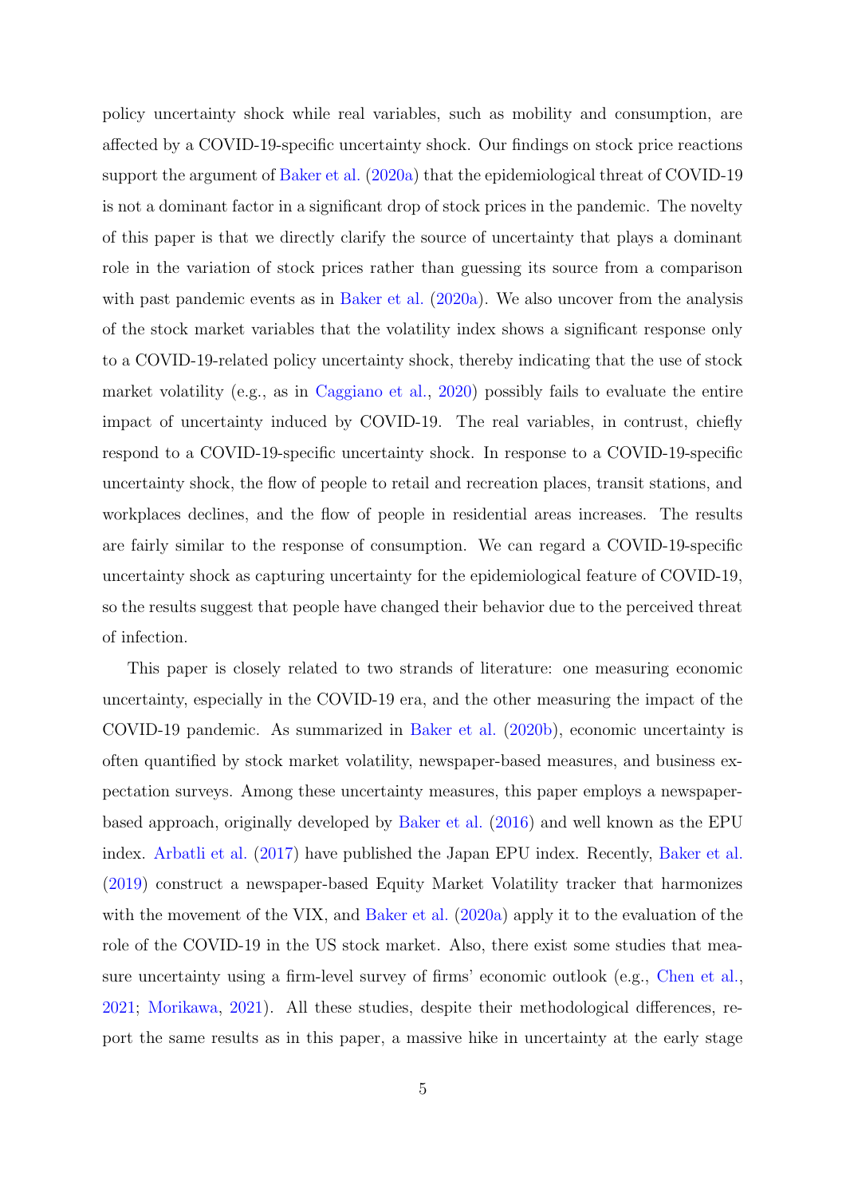policy uncertainty shock while real variables, such as mobility and consumption, are affected by a COVID-19-specific uncertainty shock. Our findings on stock price reactions support the argument of Baker et al. (2020a) that the epidemiological threat of COVID-19 is not a dominant factor in a significant drop of stock prices in the pandemic. The novelty of this paper is that we directly clarify the source of uncertainty that plays a dominant role in the variation of stock prices rather than guessing its source from a comparison with past pandemic events as in Baker et al. (2020a). We also uncover from the analysis of the stock market variables that the volatility index shows a significant response only to a COVID-19-related policy uncertainty shock, thereby indicating that the use of stock market volatility (e.g., as in Caggiano et al., 2020) possibly fails to evaluate the entire impact of uncertainty induced by COVID-19. The real variables, in contrust, chiefly respond to a COVID-19-specific uncertainty shock. In response to a COVID-19-specific uncertainty shock, the flow of people to retail and recreation places, transit stations, and workplaces declines, and the flow of people in residential areas increases. The results are fairly similar to the response of consumption. We can regard a COVID-19-specific uncertainty shock as capturing uncertainty for the epidemiological feature of COVID-19, so the results suggest that people have changed their behavior due to the perceived threat of infection.

This paper is closely related to two strands of literature: one measuring economic uncertainty, especially in the COVID-19 era, and the other measuring the impact of the COVID-19 pandemic. As summarized in Baker et al. (2020b), economic uncertainty is often quantified by stock market volatility, newspaper-based measures, and business expectation surveys. Among these uncertainty measures, this paper employs a newspaper-based approach, originally developed by Baker et al. (2016) and well known as the EPU index. Arbatli et al. (2017) have published the Japan EPU index. Recently, Baker et al. (2019) construct a newspaper-based Equity Market Volatility tracker that harmonizes with the movement of the VIX, and Baker et al. (2020a) apply it to the evaluation of the role of the COVID-19 in the US stock market. Also, there exist some studies that measure uncertainty using a firm-level survey of firms' economic outlook (e.g., Chen et al., 2021; Morikawa, 2021). All these studies, despite their methodological differences, report the same results as in this paper, a massive hike in uncertainty at the early stage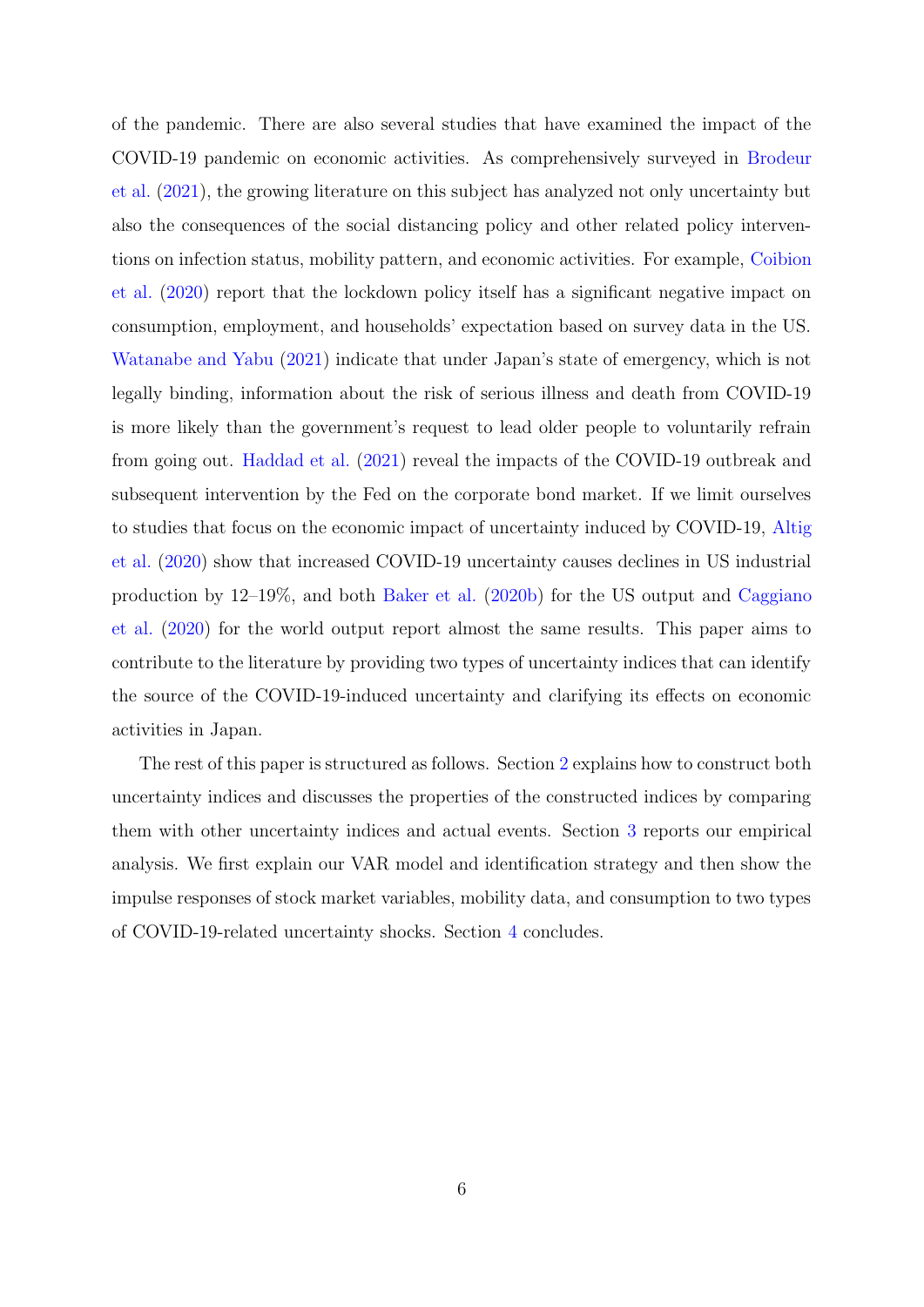of the pandemic. There are also several studies that have examined the impact of the COVID-19 pandemic on economic activities. As comprehensively surveyed in Brodeur et al. (2021), the growing literature on this subject has analyzed not only uncertainty but also the consequences of the social distancing policy and other related policy interventions on infection status, mobility pattern, and economic activities. For example, Coibion et al. (2020) report that the lockdown policy itself has a significant negative impact on consumption, employment, and households' expectation based on survey data in the US. Watanabe and Yabu (2021) indicate that under Japan's state of emergency, which is not legally binding, information about the risk of serious illness and death from COVID-19 is more likely than the government's request to lead older people to voluntarily refrain from going out. Haddad et al. (2021) reveal the impacts of the COVID-19 outbreak and subsequent intervention by the Fed on the corporate bond market. If we limit ourselves to studies that focus on the economic impact of uncertainty induced by COVID-19, Altig et al. (2020) show that increased COVID-19 uncertainty causes declines in US industrial production by 12–19%, and both Baker et al. (2020b) for the US output and Caggiano et al. (2020) for the world output report almost the same results. This paper aims to contribute to the literature by providing two types of uncertainty indices that can identify the source of the COVID-19-induced uncertainty and clarifying its effects on economic activities in Japan.

The rest of this paper is structured as follows. Section 2 explains how to construct both uncertainty indices and discusses the properties of the constructed indices by comparing them with other uncertainty indices and actual events. Section 3 reports our empirical analysis. We first explain our VAR model and identification strategy and then show the impulse responses of stock market variables, mobility data, and consumption to two types of COVID-19-related uncertainty shocks. Section 4 concludes.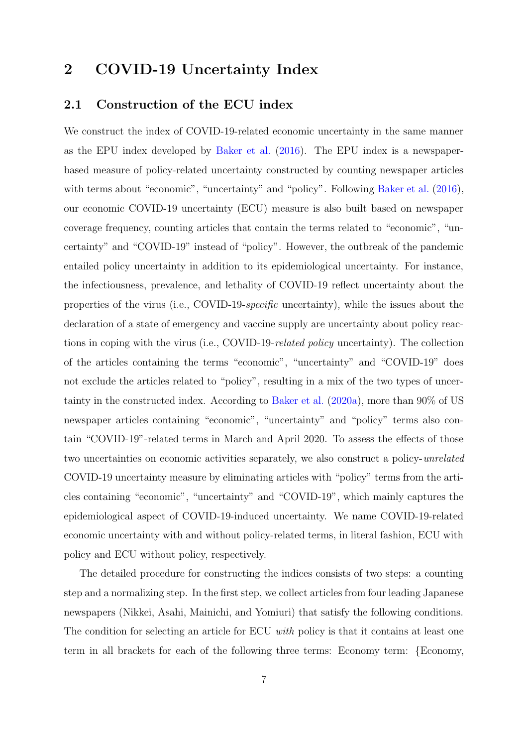# 2 COVID-19 Uncertainty Index

## 2.1 Construction of the ECU index

We construct the index of COVID-19-related economic uncertainty in the same manner as the EPU index developed by Baker et al. (2016). The EPU index is a newspaper-based measure of policy-related uncertainty constructed by counting newspaper articles with terms about "economic", "uncertainty" and "policy". Following Baker et al. (2016), our economic COVID-19 uncertainty (ECU) measure is also built based on newspaper coverage frequency, counting articles that contain the terms related to "economic", "uncertainty" and "COVID-19" instead of "policy". However, the outbreak of the pandemic entailed policy uncertainty in addition to its epidemiological uncertainty. For instance, the infectiousness, prevalence, and lethality of COVID-19 reflect uncertainty about the properties of the virus (i.e., COVID-19-*specific* uncertainty), while the issues about the declaration of a state of emergency and vaccine supply are uncertainty about policy reactions in coping with the virus (i.e., COVID-19-*related policy* uncertainty). The collection of the articles containing the terms "economic", "uncertainty" and "COVID-19" does not exclude the articles related to "policy", resulting in a mix of the two types of uncertainty in the constructed index. According to Baker et al. (2020a), more than 90% of US newspaper articles containing "economic", "uncertainty" and "policy" terms also contain "COVID-19"-related terms in March and April 2020. To assess the effects of those two uncertainties on economic activities separately, we also construct a policy-*unrelated* COVID-19 uncertainty measure by eliminating articles with "policy" terms from the articles containing "economic", "uncertainty" and "COVID-19", which mainly captures the epidemiological aspect of COVID-19-induced uncertainty. We name COVID-19-related economic uncertainty with and without policy-related terms, in literal fashion, ECU with policy and ECU without policy, respectively.

The detailed procedure for constructing the indices consists of two steps: a counting step and a normalizing step. In the first step, we collect articles from four leading Japanese newspapers (Nikkei, Asahi, Mainichi, and Yomiuri) that satisfy the following conditions. The condition for selecting an article for ECU *with* policy is that it contains at least one term in all brackets for each of the following three terms: Economy term: {Economy,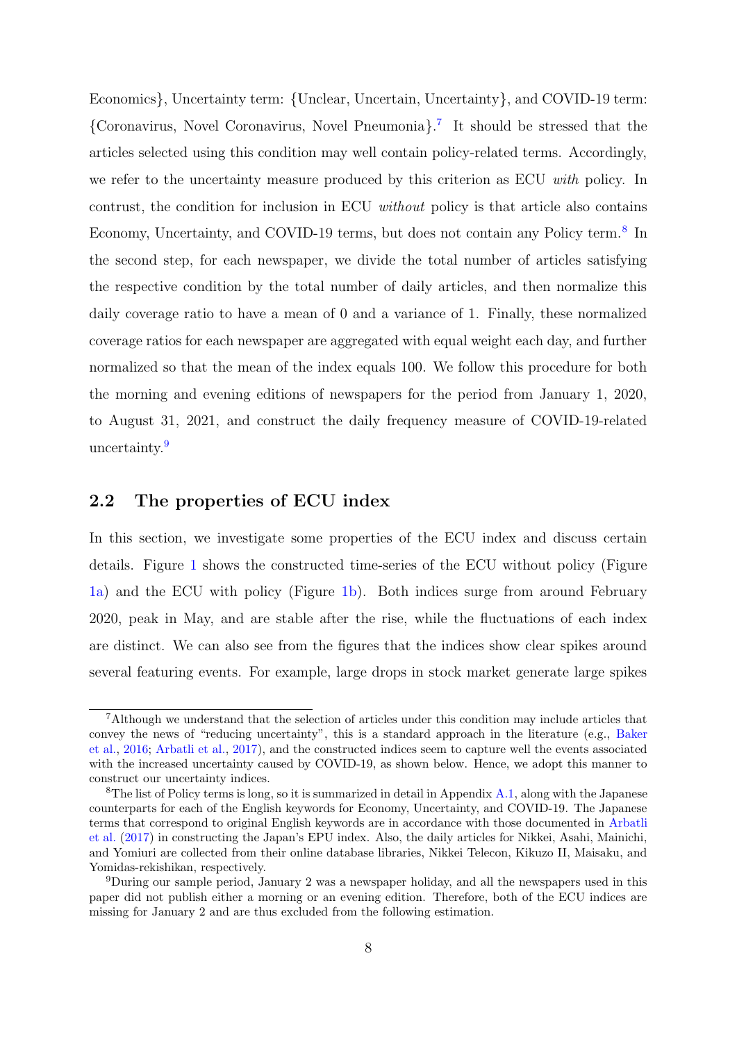Economics}, Uncertainty term: {Unclear, Uncertain, Uncertainty}, and COVID-19 term: {Coronavirus, Novel Coronavirus, Novel Pneumonia}.[7] It should be stressed that the articles selected using this condition may well contain policy-related terms. Accordingly, we refer to the uncertainty measure produced by this criterion as ECU *with* policy. In contrust, the condition for inclusion in ECU *without* policy is that article also contains Economy, Uncertainty, and COVID-19 terms, but does not contain any Policy term.[8] In the second step, for each newspaper, we divide the total number of articles satisfying the respective condition by the total number of daily articles, and then normalize this daily coverage ratio to have a mean of 0 and a variance of 1. Finally, these normalized coverage ratios for each newspaper are aggregated with equal weight each day, and further normalized so that the mean of the index equals 100. We follow this procedure for both the morning and evening editions of newspapers for the period from January 1, 2020, to August 31, 2021, and construct the daily frequency measure of COVID-19-related uncertainty.[9]

## 2.2 The properties of ECU index

In this section, we investigate some properties of the ECU index and discuss certain details. Figure 1 shows the constructed time-series of the ECU without policy (Figure 1a) and the ECU with policy (Figure 1b). Both indices surge from around February 2020, peak in May, and are stable after the rise, while the fluctuations of each index are distinct. We can also see from the figures that the indices show clear spikes around several featuring events. For example, large drops in stock market generate large spikes

[7] Although we understand that the selection of articles under this condition may include articles that convey the news of "reducing uncertainty", this is a standard approach in the literature (e.g., Baker et al., 2016; Arbatli et al., 2017), and the constructed indices seem to capture well the events associated with the increased uncertainty caused by COVID-19, as shown below. Hence, we adopt this manner to construct our uncertainty indices.

[8] The list of Policy terms is long, so it is summarized in detail in Appendix A.1, along with the Japanese counterparts for each of the English keywords for Economy, Uncertainty, and COVID-19. The Japanese terms that correspond to original English keywords are in accordance with those documented in Arbatli et al. (2017) in constructing the Japan's EPU index. Also, the daily articles for Nikkei, Asahi, Mainichi, and Yomiuri are collected from their online database libraries, Nikkei Telecon, Kikuzo II, Maisaku, and Yomidas-rekishikan, respectively.

[9] During our sample period, January 2 was a newspaper holiday, and all the newspapers used in this paper did not publish either a morning or an evening edition. Therefore, both of the ECU indices are missing for January 2 and are thus excluded from the following estimation.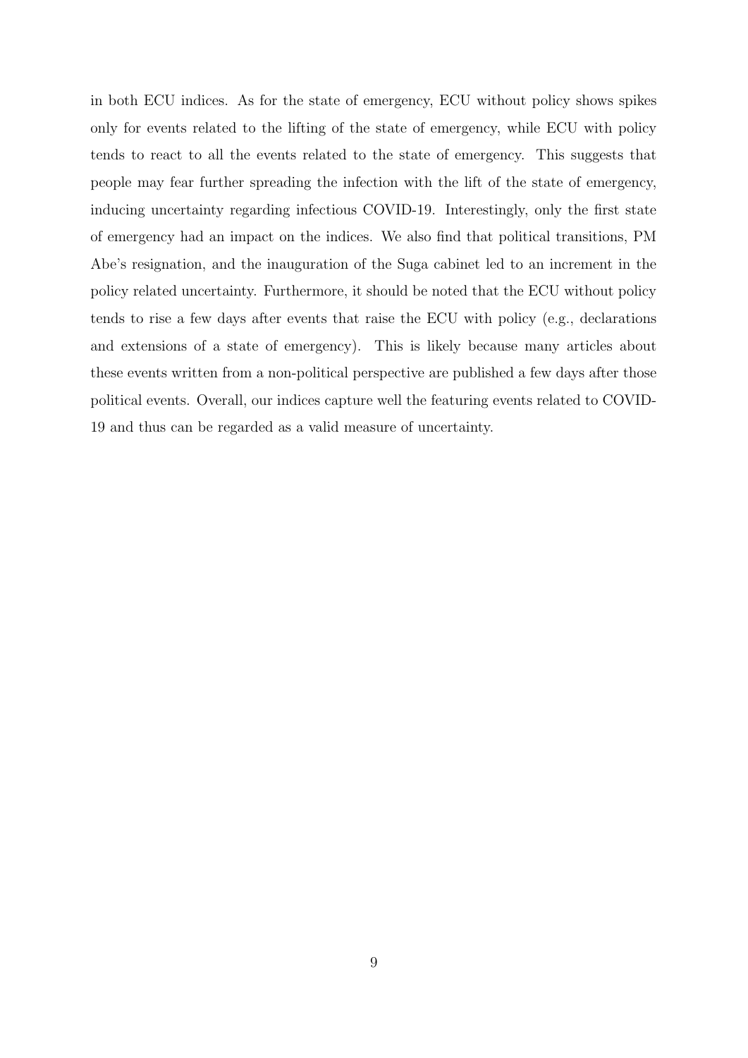in both ECU indices. As for the state of emergency, ECU without policy shows spikes only for events related to the lifting of the state of emergency, while ECU with policy tends to react to all the events related to the state of emergency. This suggests that people may fear further spreading the infection with the lift of the state of emergency, inducing uncertainty regarding infectious COVID-19. Interestingly, only the first state of emergency had an impact on the indices. We also find that political transitions, PM Abe's resignation, and the inauguration of the Suga cabinet led to an increment in the policy related uncertainty. Furthermore, it should be noted that the ECU without policy tends to rise a few days after events that raise the ECU with policy (e.g., declarations and extensions of a state of emergency). This is likely because many articles about these events written from a non-political perspective are published a few days after those political events. Overall, our indices capture well the featuring events related to COVID-19 and thus can be regarded as a valid measure of uncertainty.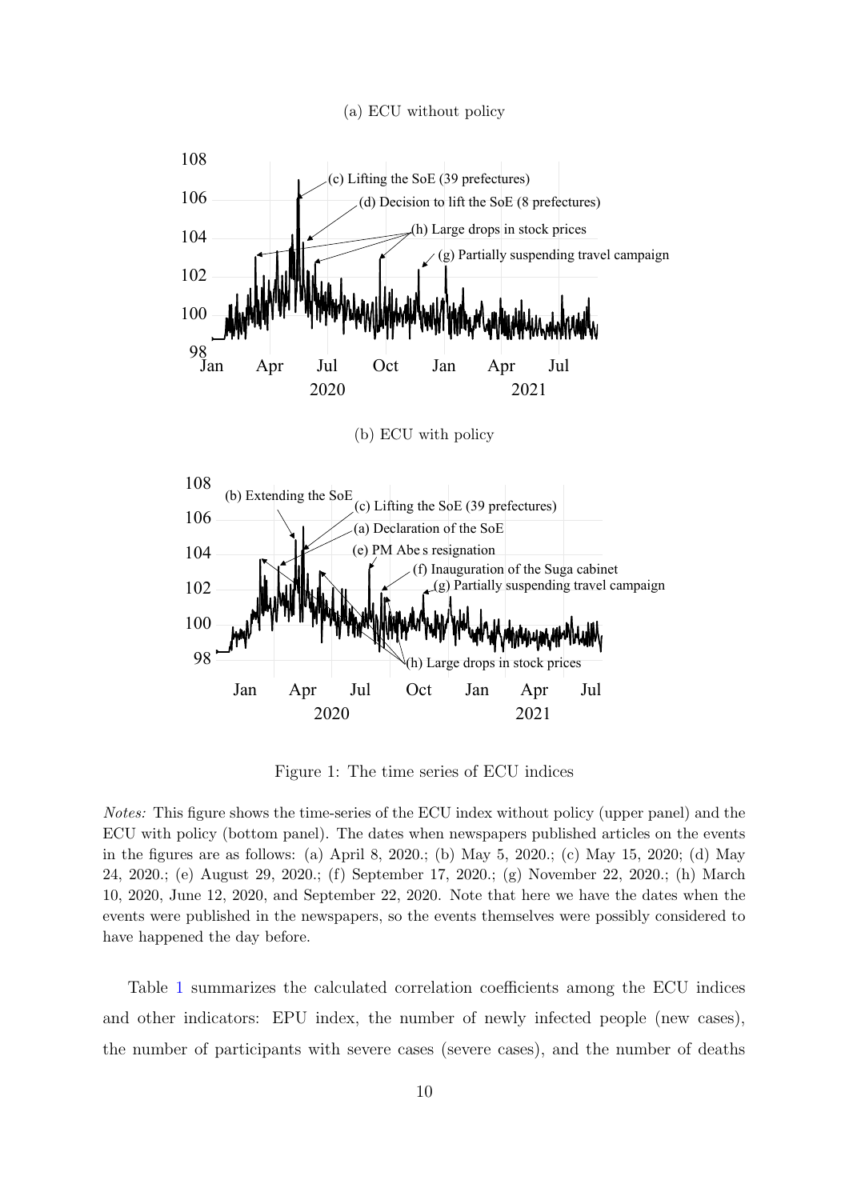(a) ECU without policy

(b) ECU with policy

Figure 1: The time series of ECU indices

*Notes:* This figure shows the time-series of the ECU index without policy (upper panel) and the ECU with policy (bottom panel). The dates when newspapers published articles on the events in the figures are as follows: (a) April 8, 2020.; (b) May 5, 2020.; (c) May 15, 2020; (d) May 24, 2020.; (e) August 29, 2020.; (f) September 17, 2020.; (g) November 22, 2020.; (h) March 10, 2020, June 12, 2020, and September 22, 2020. Note that here we have the dates when the events were published in the newspapers, so the events themselves were possibly considered to have happened the day before.

Table 1 summarizes the calculated correlation coefficients among the ECU indices and other indicators: EPU index, the number of newly infected people (new cases), the number of participants with severe cases (severe cases), and the number of deaths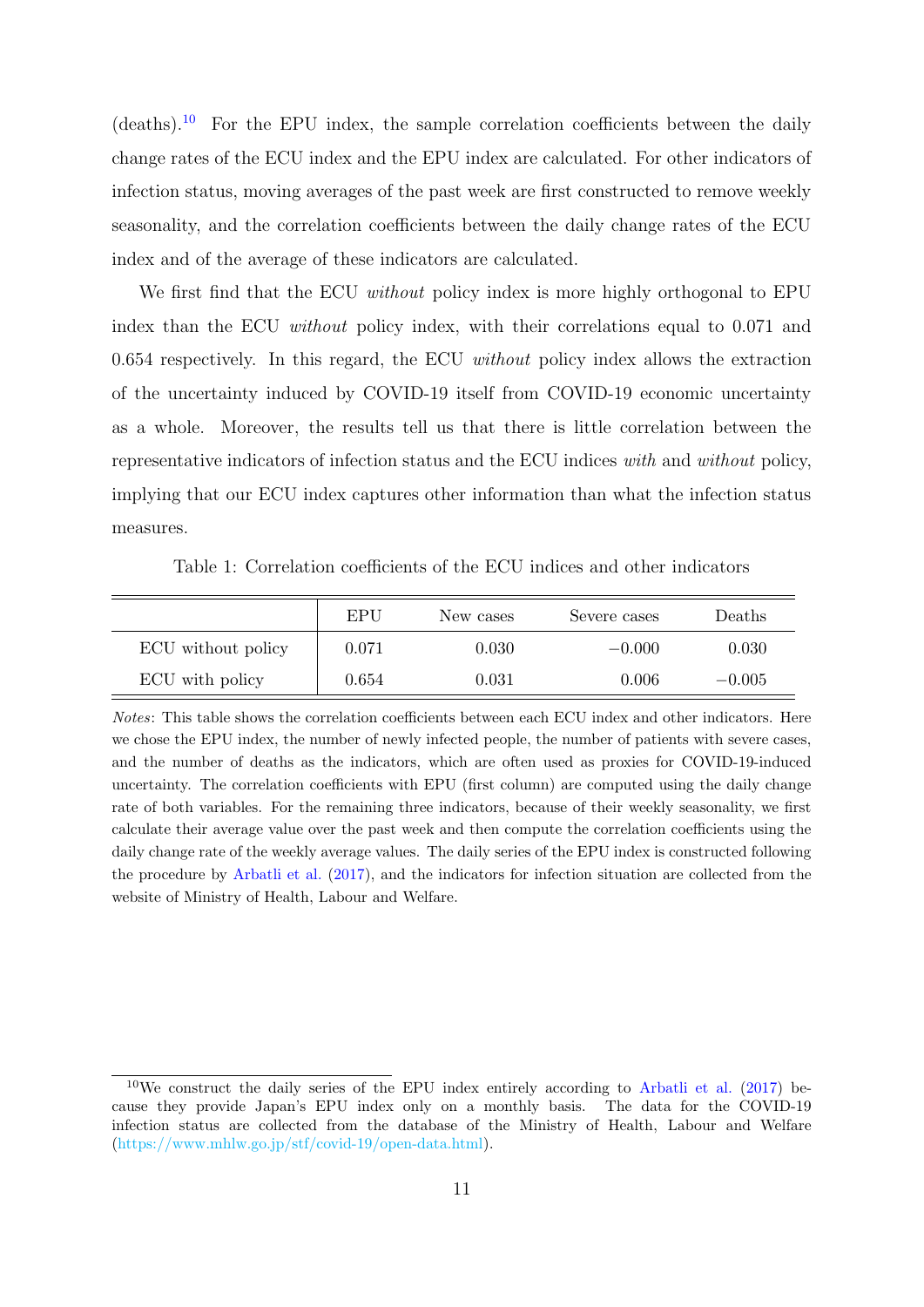(deaths).[10] For the EPU index, the sample correlation coefficients between the daily change rates of the ECU index and the EPU index are calculated. For other indicators of infection status, moving averages of the past week are first constructed to remove weekly seasonality, and the correlation coefficients between the daily change rates of the ECU index and of the average of these indicators are calculated.

We first find that the ECU *without* policy index is more highly orthogonal to EPU index than the ECU *without* policy index, with their correlations equal to 0.071 and 0.654 respectively. In this regard, the ECU *without* policy index allows the extraction of the uncertainty induced by COVID-19 itself from COVID-19 economic uncertainty as a whole. Moreover, the results tell us that there is little correlation between the representative indicators of infection status and the ECU indices *with* and *without* policy, implying that our ECU index captures other information than what the infection status measures.

Table 1: Correlation coefficients of the ECU indices and other indicators

| | EPU | New cases | Severe cases | Deaths |
|---|---|---|---|---|
| ECU without policy | 0.071 | 0.030 | −0.000 | 0.030 |
| ECU with policy | 0.654 | 0.031 | 0.006 | −0.005 |

*Notes*: This table shows the correlation coefficients between each ECU index and other indicators. Here we chose the EPU index, the number of newly infected people, the number of patients with severe cases, and the number of deaths as the indicators, which are often used as proxies for COVID-19-induced uncertainty. The correlation coefficients with EPU (first column) are computed using the daily change rate of both variables. For the remaining three indicators, because of their weekly seasonality, we first calculate their average value over the past week and then compute the correlation coefficients using the daily change rate of the weekly average values. The daily series of the EPU index is constructed following the procedure by Arbatli et al. (2017), and the indicators for infection situation are collected from the website of Ministry of Health, Labour and Welfare.

[10] We construct the daily series of the EPU index entirely according to Arbatli et al. (2017) because they provide Japan's EPU index only on a monthly basis. The data for the COVID-19 infection status are collected from the database of the Ministry of Health, Labour and Welfare (https://www.mhlw.go.jp/stf/covid-19/open-data.html).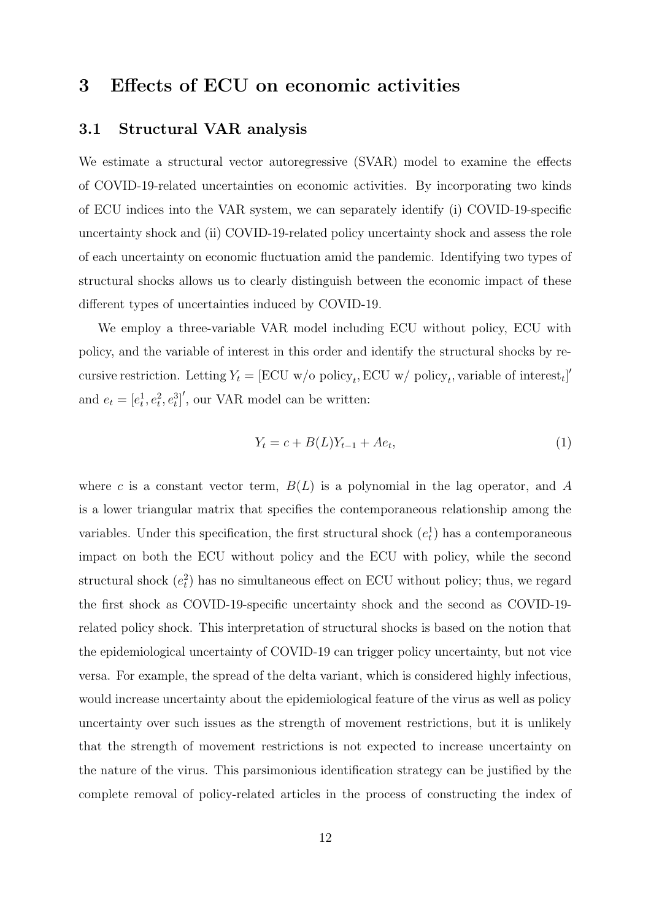# 3 Effects of ECU on economic activities

## 3.1 Structural VAR analysis

We estimate a structural vector autoregressive (SVAR) model to examine the effects of COVID-19-related uncertainties on economic activities. By incorporating two kinds of ECU indices into the VAR system, we can separately identify (i) COVID-19-specific uncertainty shock and (ii) COVID-19-related policy uncertainty shock and assess the role of each uncertainty on economic fluctuation amid the pandemic. Identifying two types of structural shocks allows us to clearly distinguish between the economic impact of these different types of uncertainties induced by COVID-19.

We employ a three-variable VAR model including ECU without policy, ECU with policy, and the variable of interest in this order and identify the structural shocks by recursive restriction. Letting $Y_t = [\text{ECU w/o policy}_t, \text{ECU w/ policy}_t, \text{variable of interest}_t]'$ and $e_t = [e_t^1, e_t^2, e_t^3]'$, our VAR model can be written:

$$Y_t = c + B(L)Y_{t-1} + Ae_t, \tag{1}$$

where $c$ is a constant vector term, $B(L)$ is a polynomial in the lag operator, and $A$ is a lower triangular matrix that specifies the contemporaneous relationship among the variables. Under this specification, the first structural shock ($e_t^1$) has a contemporaneous impact on both the ECU without policy and the ECU with policy, while the second structural shock ($e_t^2$) has no simultaneous effect on ECU without policy; thus, we regard the first shock as COVID-19-specific uncertainty shock and the second as COVID-19-related policy shock. This interpretation of structural shocks is based on the notion that the epidemiological uncertainty of COVID-19 can trigger policy uncertainty, but not vice versa. For example, the spread of the delta variant, which is considered highly infectious, would increase uncertainty about the epidemiological feature of the virus as well as policy uncertainty over such issues as the strength of movement restrictions, but it is unlikely that the strength of movement restrictions is not expected to increase uncertainty on the nature of the virus. This parsimonious identification strategy can be justified by the complete removal of policy-related articles in the process of constructing the index of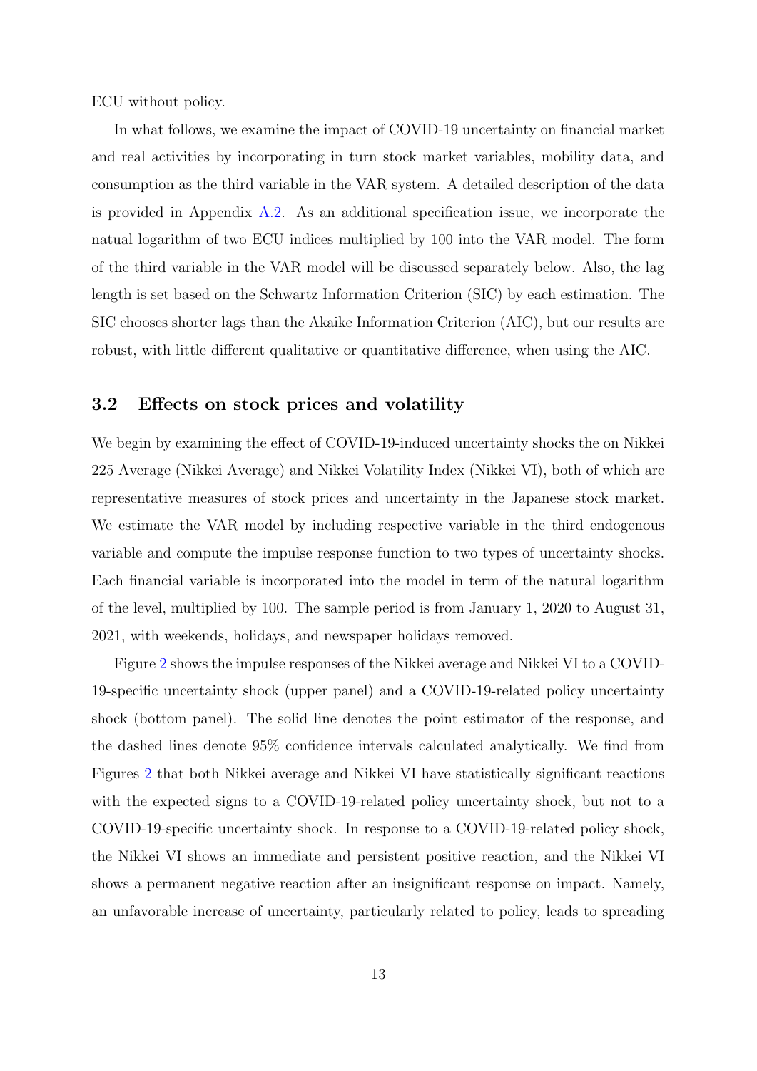ECU without policy.

In what follows, we examine the impact of COVID-19 uncertainty on financial market and real activities by incorporating in turn stock market variables, mobility data, and consumption as the third variable in the VAR system. A detailed description of the data is provided in Appendix A.2. As an additional specification issue, we incorporate the natual logarithm of two ECU indices multiplied by 100 into the VAR model. The form of the third variable in the VAR model will be discussed separately below. Also, the lag length is set based on the Schwartz Information Criterion (SIC) by each estimation. The SIC chooses shorter lags than the Akaike Information Criterion (AIC), but our results are robust, with little different qualitative or quantitative difference, when using the AIC.

## 3.2 Effects on stock prices and volatility

We begin by examining the effect of COVID-19-induced uncertainty shocks the on Nikkei 225 Average (Nikkei Average) and Nikkei Volatility Index (Nikkei VI), both of which are representative measures of stock prices and uncertainty in the Japanese stock market. We estimate the VAR model by including respective variable in the third endogenous variable and compute the impulse response function to two types of uncertainty shocks. Each financial variable is incorporated into the model in term of the natural logarithm of the level, multiplied by 100. The sample period is from January 1, 2020 to August 31, 2021, with weekends, holidays, and newspaper holidays removed.

Figure 2 shows the impulse responses of the Nikkei average and Nikkei VI to a COVID-19-specific uncertainty shock (upper panel) and a COVID-19-related policy uncertainty shock (bottom panel). The solid line denotes the point estimator of the response, and the dashed lines denote 95% confidence intervals calculated analytically. We find from Figures 2 that both Nikkei average and Nikkei VI have statistically significant reactions with the expected signs to a COVID-19-related policy uncertainty shock, but not to a COVID-19-specific uncertainty shock. In response to a COVID-19-related policy shock, the Nikkei VI shows an immediate and persistent positive reaction, and the Nikkei VI shows a permanent negative reaction after an insignificant response on impact. Namely, an unfavorable increase of uncertainty, particularly related to policy, leads to spreading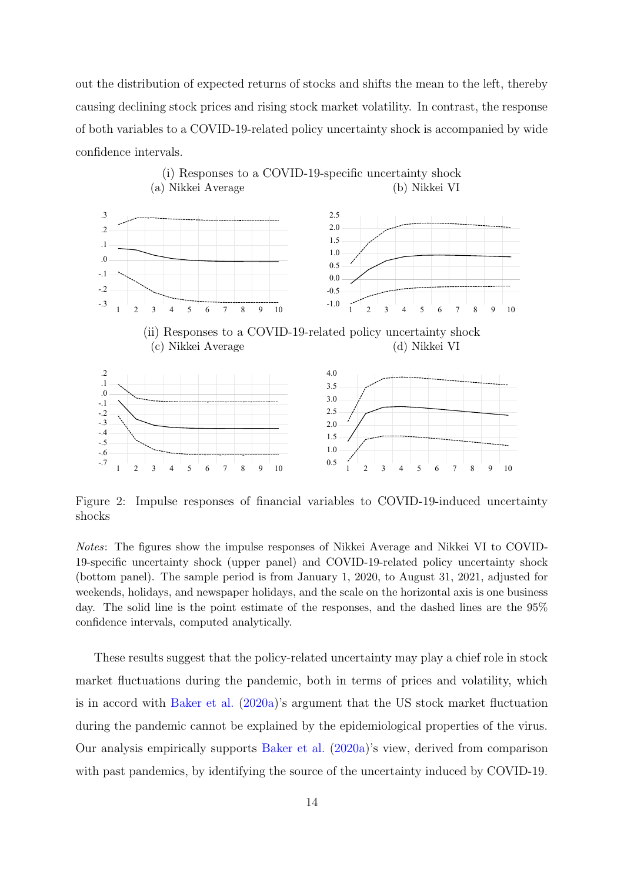out the distribution of expected returns of stocks and shifts the mean to the left, thereby causing declining stock prices and rising stock market volatility. In contrast, the response of both variables to a COVID-19-related policy uncertainty shock is accompanied by wide confidence intervals.

(i) Responses to a COVID-19-specific uncertainty shock

(a) Nikkei Average (b) Nikkei VI

(ii) Responses to a COVID-19-related policy uncertainty shock

(c) Nikkei Average (d) Nikkei VI

Figure 2: Impulse responses of financial variables to COVID-19-induced uncertainty shocks

*Notes*: The figures show the impulse responses of Nikkei Average and Nikkei VI to COVID-19-specific uncertainty shock (upper panel) and COVID-19-related policy uncertainty shock (bottom panel). The sample period is from January 1, 2020, to August 31, 2021, adjusted for weekends, holidays, and newspaper holidays, and the scale on the horizontal axis is one business day. The solid line is the point estimate of the responses, and the dashed lines are the 95% confidence intervals, computed analytically.

These results suggest that the policy-related uncertainty may play a chief role in stock market fluctuations during the pandemic, both in terms of prices and volatility, which is in accord with Baker et al. (2020a)'s argument that the US stock market fluctuation during the pandemic cannot be explained by the epidemiological properties of the virus. Our analysis empirically supports Baker et al. (2020a)'s view, derived from comparison with past pandemics, by identifying the source of the uncertainty induced by COVID-19.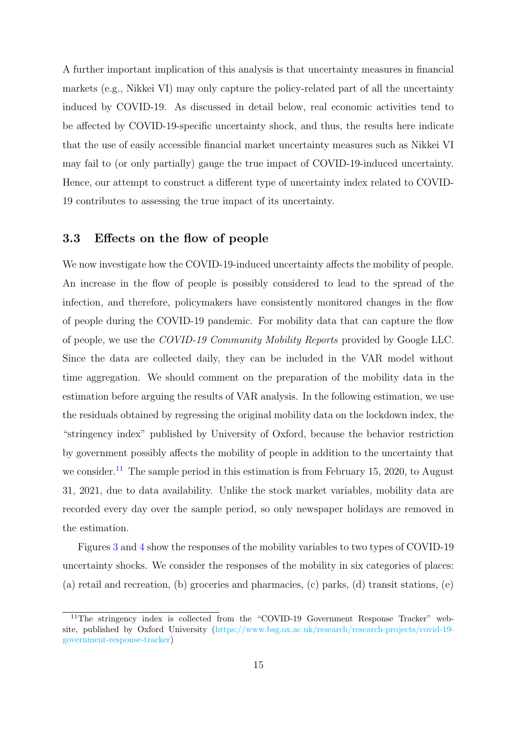A further important implication of this analysis is that uncertainty measures in financial markets (e.g., Nikkei VI) may only capture the policy-related part of all the uncertainty induced by COVID-19. As discussed in detail below, real economic activities tend to be affected by COVID-19-specific uncertainty shock, and thus, the results here indicate that the use of easily accessible financial market uncertainty measures such as Nikkei VI may fail to (or only partially) gauge the true impact of COVID-19-induced uncertainty. Hence, our attempt to construct a different type of uncertainty index related to COVID-19 contributes to assessing the true impact of its uncertainty.

### 3.3 Effects on the flow of people

We now investigate how the COVID-19-induced uncertainty affects the mobility of people. An increase in the flow of people is possibly considered to lead to the spread of the infection, and therefore, policymakers have consistently monitored changes in the flow of people during the COVID-19 pandemic. For mobility data that can capture the flow of people, we use the *COVID-19 Community Mobility Reports* provided by Google LLC. Since the data are collected daily, they can be included in the VAR model without time aggregation. We should comment on the preparation of the mobility data in the estimation before arguing the results of VAR analysis. In the following estimation, we use the residuals obtained by regressing the original mobility data on the lockdown index, the "stringency index" published by University of Oxford, because the behavior restriction by government possibly affects the mobility of people in addition to the uncertainty that we consider.[11] The sample period in this estimation is from February 15, 2020, to August 31, 2021, due to data availability. Unlike the stock market variables, mobility data are recorded every day over the sample period, so only newspaper holidays are removed in the estimation.

Figures 3 and 4 show the responses of the mobility variables to two types of COVID-19 uncertainty shocks. We consider the responses of the mobility in six categories of places: (a) retail and recreation, (b) groceries and pharmacies, (c) parks, (d) transit stations, (e)

[11] The stringency index is collected from the "COVID-19 Government Response Tracker" website, published by Oxford University (https://www.bsg.ox.ac.uk/research/research-projects/covid-19-government-response-tracker)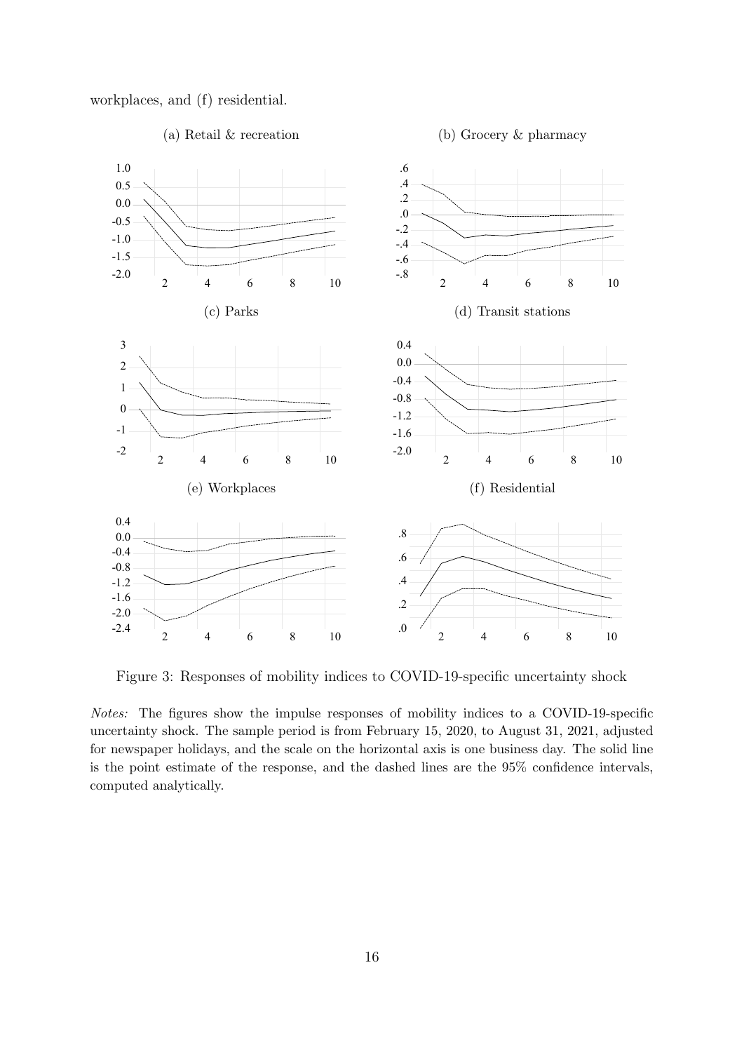workplaces, and (f) residential.

(a) Retail & recreation

(b) Grocery & pharmacy

(c) Parks

(d) Transit stations

(e) Workplaces

(f) Residential

Figure 3: Responses of mobility indices to COVID-19-specific uncertainty shock

*Notes:* The figures show the impulse responses of mobility indices to a COVID-19-specific uncertainty shock. The sample period is from February 15, 2020, to August 31, 2021, adjusted for newspaper holidays, and the scale on the horizontal axis is one business day. The solid line is the point estimate of the response, and the dashed lines are the 95% confidence intervals, computed analytically.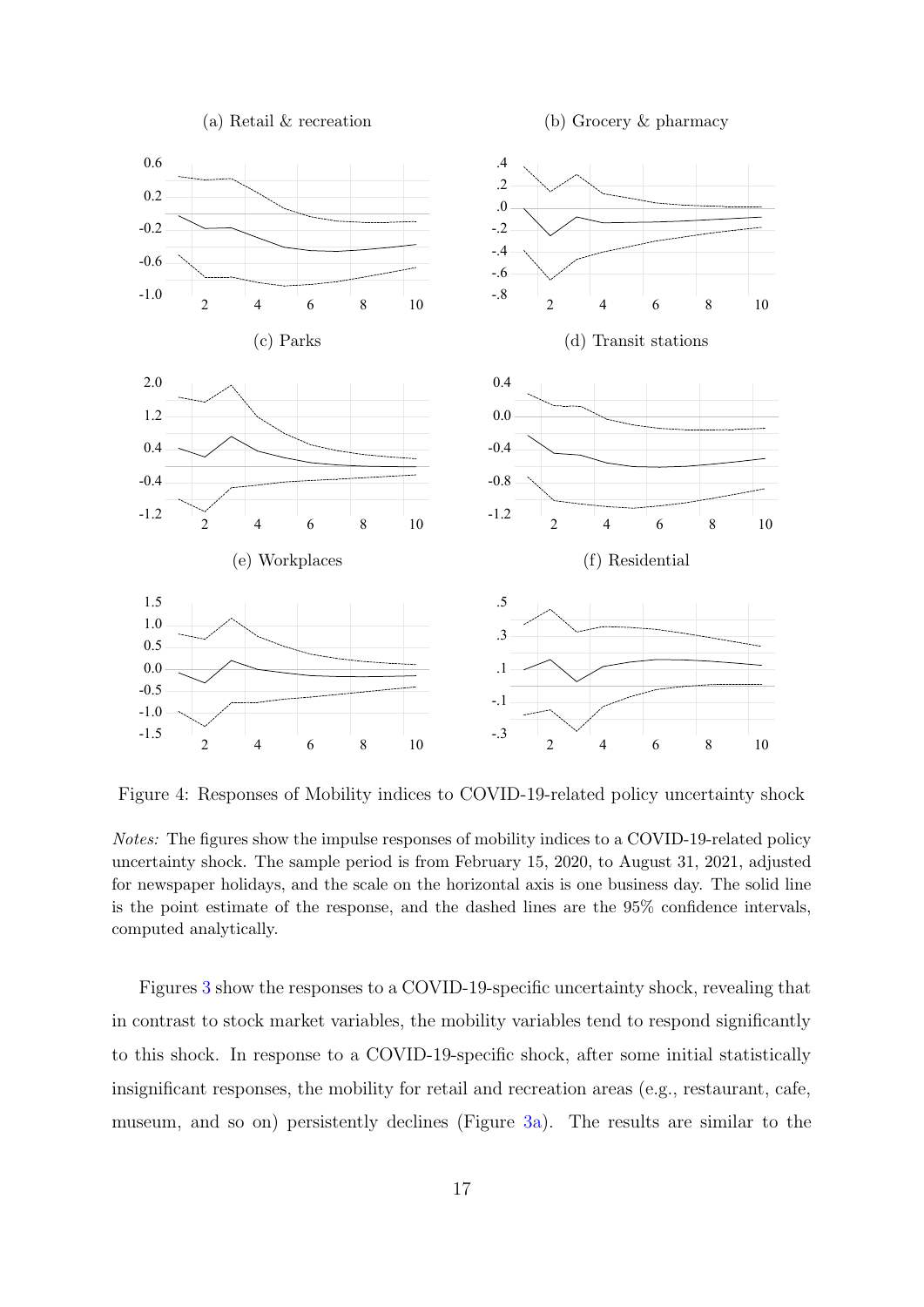Figure 4: Responses of Mobility indices to COVID-19-related policy uncertainty shock

*Notes:* The figures show the impulse responses of mobility indices to a COVID-19-related policy uncertainty shock. The sample period is from February 15, 2020, to August 31, 2021, adjusted for newspaper holidays, and the scale on the horizontal axis is one business day. The solid line is the point estimate of the response, and the dashed lines are the 95% confidence intervals, computed analytically.

Figures 3 show the responses to a COVID-19-specific uncertainty shock, revealing that in contrast to stock market variables, the mobility variables tend to respond significantly to this shock. In response to a COVID-19-specific shock, after some initial statistically insignificant responses, the mobility for retail and recreation areas (e.g., restaurant, cafe, museum, and so on) persistently declines (Figure 3a). The results are similar to the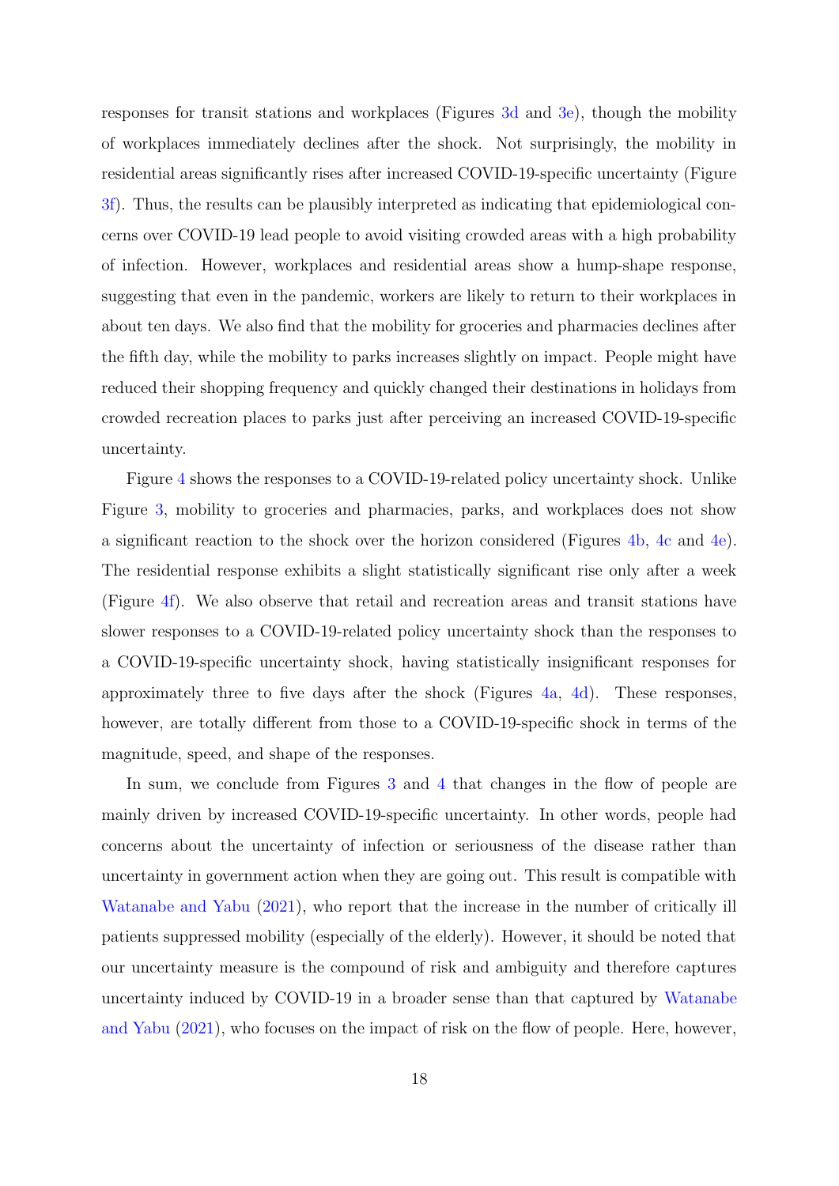responses for transit stations and workplaces (Figures 3d and 3e), though the mobility of workplaces immediately declines after the shock. Not surprisingly, the mobility in residential areas significantly rises after increased COVID-19-specific uncertainty (Figure 3f). Thus, the results can be plausibly interpreted as indicating that epidemiological concerns over COVID-19 lead people to avoid visiting crowded areas with a high probability of infection. However, workplaces and residential areas show a hump-shape response, suggesting that even in the pandemic, workers are likely to return to their workplaces in about ten days. We also find that the mobility for groceries and pharmacies declines after the fifth day, while the mobility to parks increases slightly on impact. People might have reduced their shopping frequency and quickly changed their destinations in holidays from crowded recreation places to parks just after perceiving an increased COVID-19-specific uncertainty.

Figure 4 shows the responses to a COVID-19-related policy uncertainty shock. Unlike Figure 3, mobility to groceries and pharmacies, parks, and workplaces does not show a significant reaction to the shock over the horizon considered (Figures 4b, 4c and 4e). The residential response exhibits a slight statistically significant rise only after a week (Figure 4f). We also observe that retail and recreation areas and transit stations have slower responses to a COVID-19-related policy uncertainty shock than the responses to a COVID-19-specific uncertainty shock, having statistically insignificant responses for approximately three to five days after the shock (Figures 4a, 4d). These responses, however, are totally different from those to a COVID-19-specific shock in terms of the magnitude, speed, and shape of the responses.

In sum, we conclude from Figures 3 and 4 that changes in the flow of people are mainly driven by increased COVID-19-specific uncertainty. In other words, people had concerns about the uncertainty of infection or seriousness of the disease rather than uncertainty in government action when they are going out. This result is compatible with Watanabe and Yabu (2021), who report that the increase in the number of critically ill patients suppressed mobility (especially of the elderly). However, it should be noted that our uncertainty measure is the compound of risk and ambiguity and therefore captures uncertainty induced by COVID-19 in a broader sense than that captured by Watanabe and Yabu (2021), who focuses on the impact of risk on the flow of people. Here, however,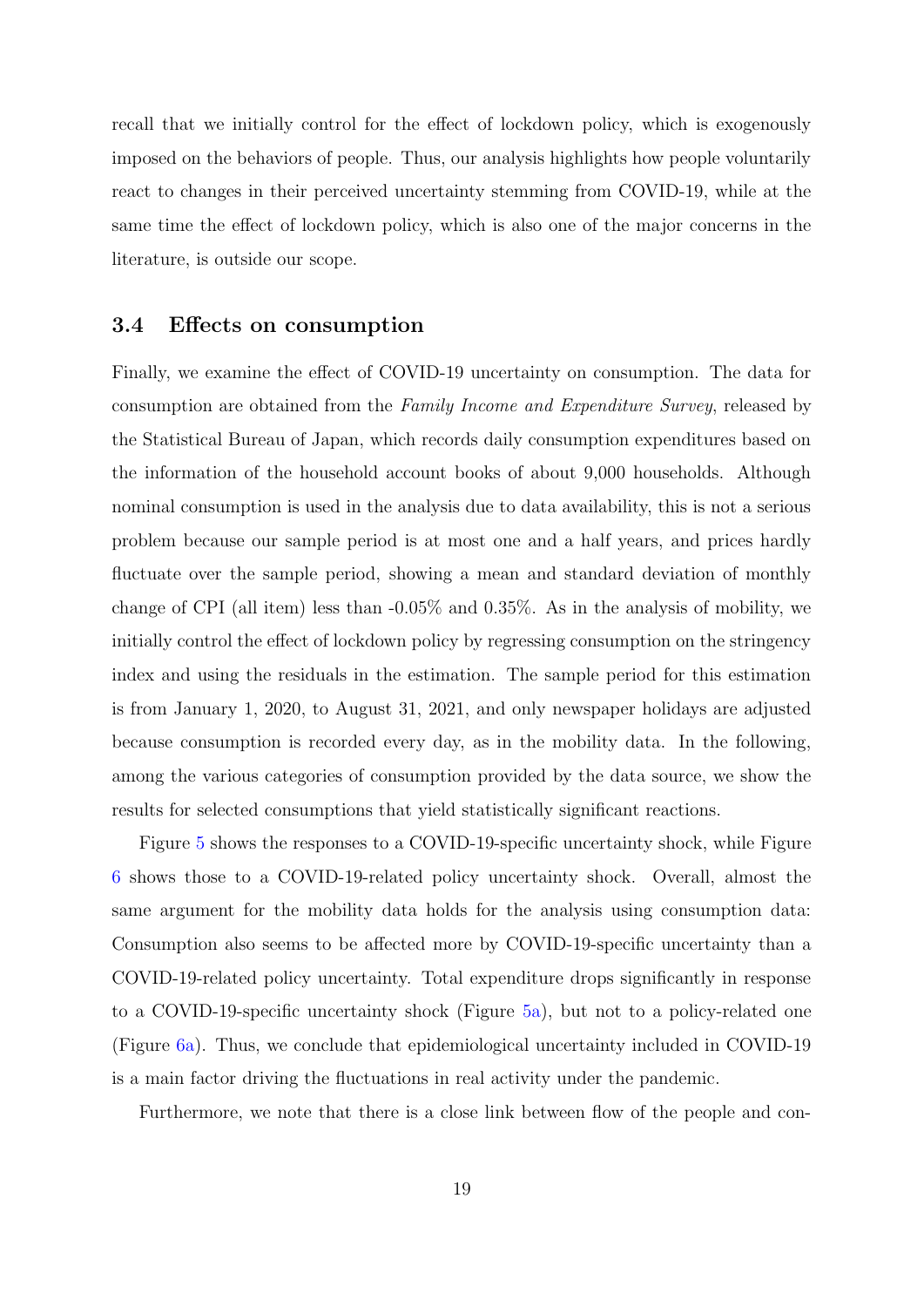recall that we initially control for the effect of lockdown policy, which is exogenously imposed on the behaviors of people. Thus, our analysis highlights how people voluntarily react to changes in their perceived uncertainty stemming from COVID-19, while at the same time the effect of lockdown policy, which is also one of the major concerns in the literature, is outside our scope.

### 3.4 Effects on consumption

Finally, we examine the effect of COVID-19 uncertainty on consumption. The data for consumption are obtained from the *Family Income and Expenditure Survey*, released by the Statistical Bureau of Japan, which records daily consumption expenditures based on the information of the household account books of about 9,000 households. Although nominal consumption is used in the analysis due to data availability, this is not a serious problem because our sample period is at most one and a half years, and prices hardly fluctuate over the sample period, showing a mean and standard deviation of monthly change of CPI (all item) less than -0.05% and 0.35%. As in the analysis of mobility, we initially control the effect of lockdown policy by regressing consumption on the stringency index and using the residuals in the estimation. The sample period for this estimation is from January 1, 2020, to August 31, 2021, and only newspaper holidays are adjusted because consumption is recorded every day, as in the mobility data. In the following, among the various categories of consumption provided by the data source, we show the results for selected consumptions that yield statistically significant reactions.

Figure 5 shows the responses to a COVID-19-specific uncertainty shock, while Figure 6 shows those to a COVID-19-related policy uncertainty shock. Overall, almost the same argument for the mobility data holds for the analysis using consumption data: Consumption also seems to be affected more by COVID-19-specific uncertainty than a COVID-19-related policy uncertainty. Total expenditure drops significantly in response to a COVID-19-specific uncertainty shock (Figure 5a), but not to a policy-related one (Figure 6a). Thus, we conclude that epidemiological uncertainty included in COVID-19 is a main factor driving the fluctuations in real activity under the pandemic.

Furthermore, we note that there is a close link between flow of the people and con-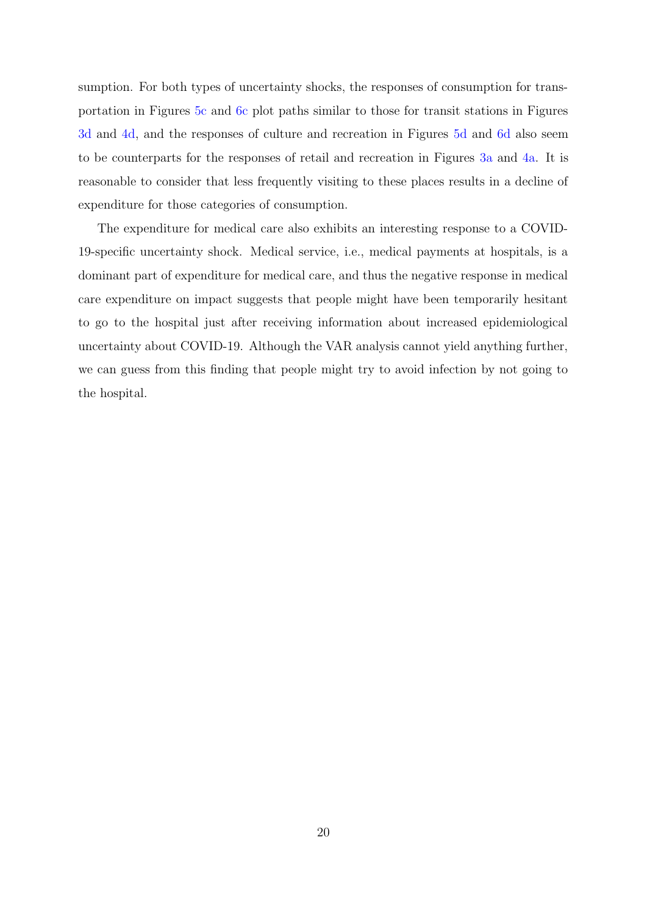sumption. For both types of uncertainty shocks, the responses of consumption for transportation in Figures 5c and 6c plot paths similar to those for transit stations in Figures 3d and 4d, and the responses of culture and recreation in Figures 5d and 6d also seem to be counterparts for the responses of retail and recreation in Figures 3a and 4a. It is reasonable to consider that less frequently visiting to these places results in a decline of expenditure for those categories of consumption.

The expenditure for medical care also exhibits an interesting response to a COVID-19-specific uncertainty shock. Medical service, i.e., medical payments at hospitals, is a dominant part of expenditure for medical care, and thus the negative response in medical care expenditure on impact suggests that people might have been temporarily hesitant to go to the hospital just after receiving information about increased epidemiological uncertainty about COVID-19. Although the VAR analysis cannot yield anything further, we can guess from this finding that people might try to avoid infection by not going to the hospital.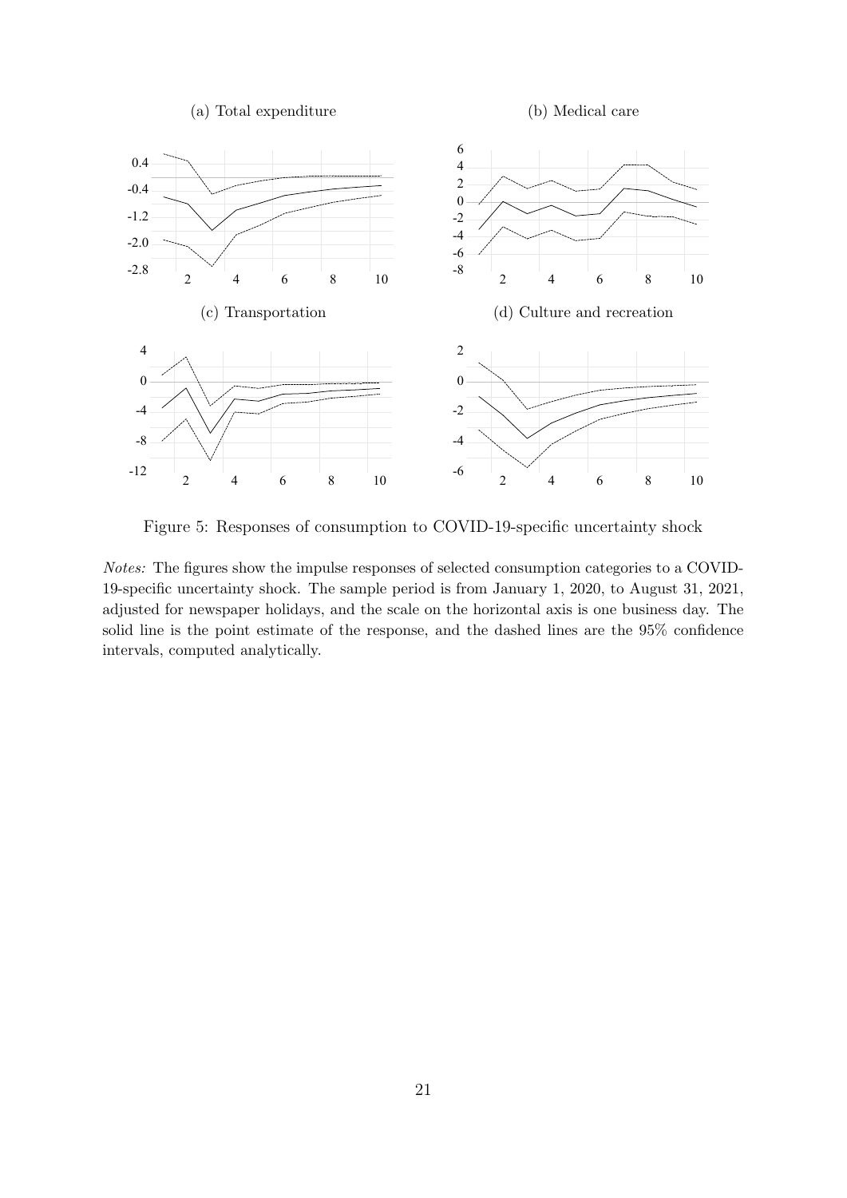(a) Total expenditure

(b) Medical care

(c) Transportation

(d) Culture and recreation

Figure 5: Responses of consumption to COVID-19-specific uncertainty shock

*Notes:* The figures show the impulse responses of selected consumption categories to a COVID-19-specific uncertainty shock. The sample period is from January 1, 2020, to August 31, 2021, adjusted for newspaper holidays, and the scale on the horizontal axis is one business day. The solid line is the point estimate of the response, and the dashed lines are the 95% confidence intervals, computed analytically.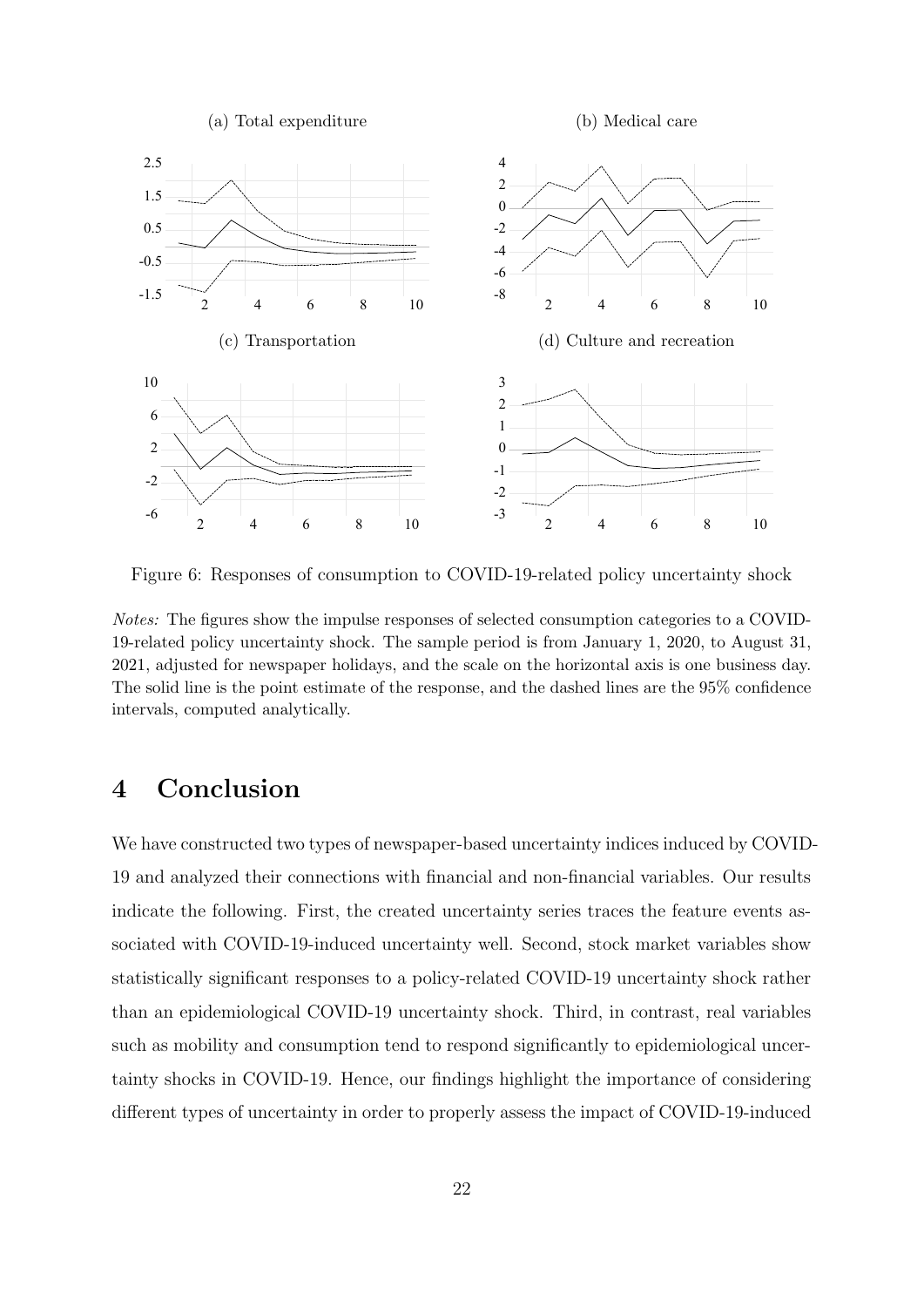Figure 6: Responses of consumption to COVID-19-related policy uncertainty shock

*Notes:* The figures show the impulse responses of selected consumption categories to a COVID-19-related policy uncertainty shock. The sample period is from January 1, 2020, to August 31, 2021, adjusted for newspaper holidays, and the scale on the horizontal axis is one business day. The solid line is the point estimate of the response, and the dashed lines are the 95% confidence intervals, computed analytically.

# 4 Conclusion

We have constructed two types of newspaper-based uncertainty indices induced by COVID-19 and analyzed their connections with financial and non-financial variables. Our results indicate the following. First, the created uncertainty series traces the feature events associated with COVID-19-induced uncertainty well. Second, stock market variables show statistically significant responses to a policy-related COVID-19 uncertainty shock rather than an epidemiological COVID-19 uncertainty shock. Third, in contrast, real variables such as mobility and consumption tend to respond significantly to epidemiological uncertainty shocks in COVID-19. Hence, our findings highlight the importance of considering different types of uncertainty in order to properly assess the impact of COVID-19-induced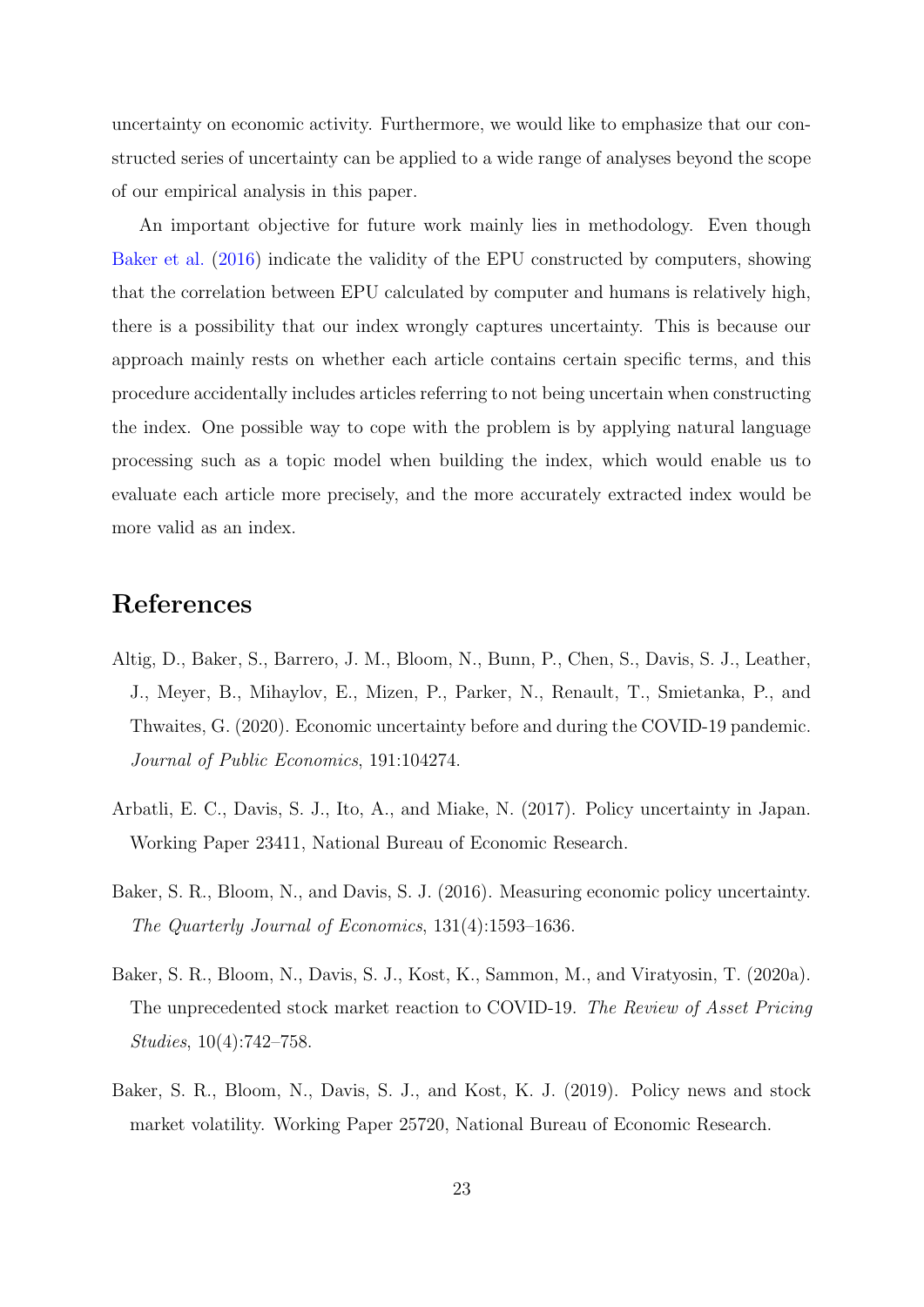uncertainty on economic activity. Furthermore, we would like to emphasize that our constructed series of uncertainty can be applied to a wide range of analyses beyond the scope of our empirical analysis in this paper.

An important objective for future work mainly lies in methodology. Even though Baker et al. (2016) indicate the validity of the EPU constructed by computers, showing that the correlation between EPU calculated by computer and humans is relatively high, there is a possibility that our index wrongly captures uncertainty. This is because our approach mainly rests on whether each article contains certain specific terms, and this procedure accidentally includes articles referring to not being uncertain when constructing the index. One possible way to cope with the problem is by applying natural language processing such as a topic model when building the index, which would enable us to evaluate each article more precisely, and the more accurately extracted index would be more valid as an index.

## References

Altig, D., Baker, S., Barrero, J. M., Bloom, N., Bunn, P., Chen, S., Davis, S. J., Leather, J., Meyer, B., Mihaylov, E., Mizen, P., Parker, N., Renault, T., Smietanka, P., and Thwaites, G. (2020). Economic uncertainty before and during the COVID-19 pandemic. *Journal of Public Economics*, 191:104274.

Arbatli, E. C., Davis, S. J., Ito, A., and Miake, N. (2017). Policy uncertainty in Japan. Working Paper 23411, National Bureau of Economic Research.

Baker, S. R., Bloom, N., and Davis, S. J. (2016). Measuring economic policy uncertainty. *The Quarterly Journal of Economics*, 131(4):1593–1636.

Baker, S. R., Bloom, N., Davis, S. J., Kost, K., Sammon, M., and Viratyosin, T. (2020a). The unprecedented stock market reaction to COVID-19. *The Review of Asset Pricing Studies*, 10(4):742–758.

Baker, S. R., Bloom, N., Davis, S. J., and Kost, K. J. (2019). Policy news and stock market volatility. Working Paper 25720, National Bureau of Economic Research.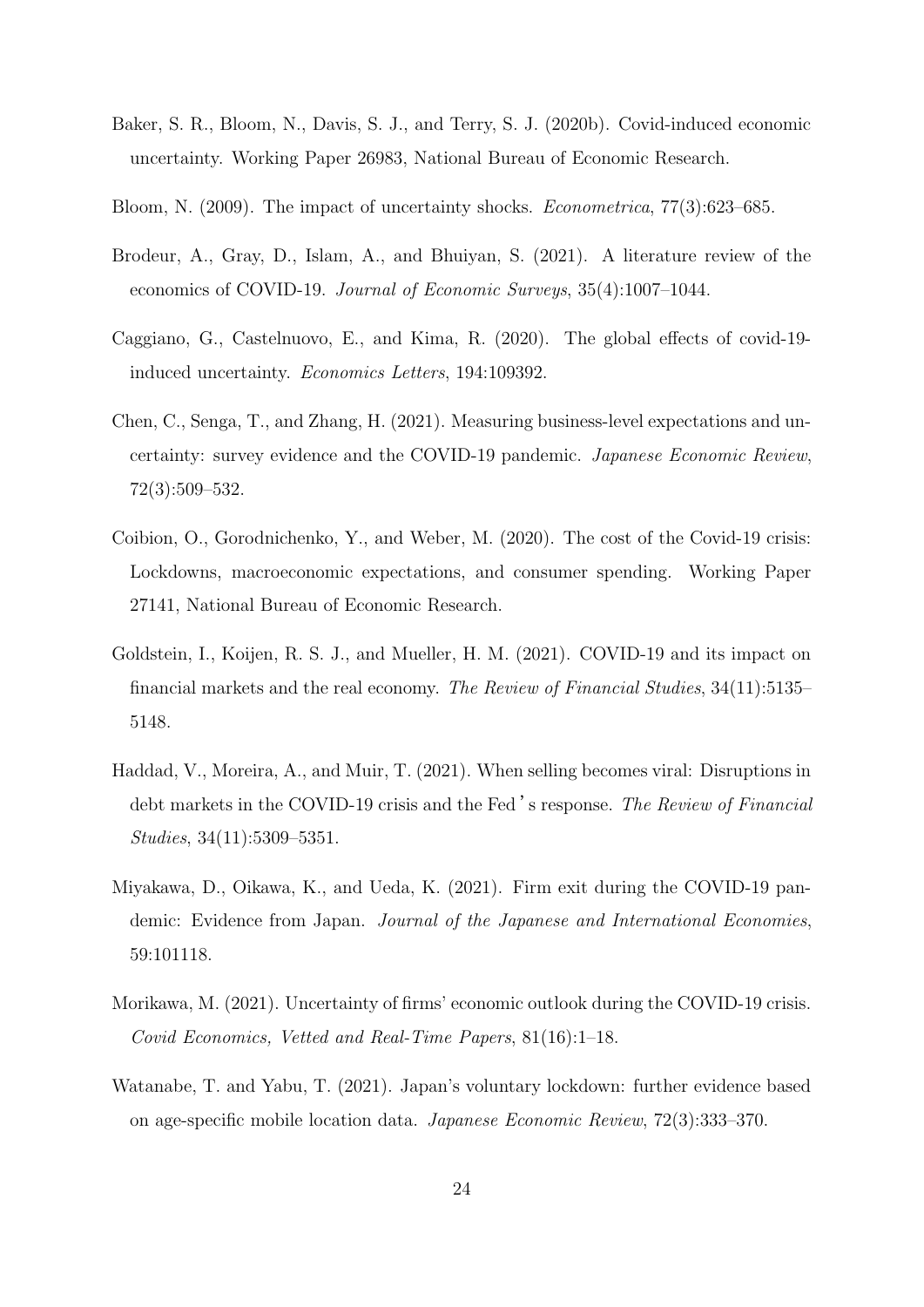Baker, S. R., Bloom, N., Davis, S. J., and Terry, S. J. (2020b). Covid-induced economic uncertainty. Working Paper 26983, National Bureau of Economic Research.

Bloom, N. (2009). The impact of uncertainty shocks. *Econometrica*, 77(3):623–685.

Brodeur, A., Gray, D., Islam, A., and Bhuiyan, S. (2021). A literature review of the economics of COVID-19. *Journal of Economic Surveys*, 35(4):1007–1044.

Caggiano, G., Castelnuovo, E., and Kima, R. (2020). The global effects of covid-19-induced uncertainty. *Economics Letters*, 194:109392.

Chen, C., Senga, T., and Zhang, H. (2021). Measuring business-level expectations and uncertainty: survey evidence and the COVID-19 pandemic. *Japanese Economic Review*, 72(3):509–532.

Coibion, O., Gorodnichenko, Y., and Weber, M. (2020). The cost of the Covid-19 crisis: Lockdowns, macroeconomic expectations, and consumer spending. Working Paper 27141, National Bureau of Economic Research.

Goldstein, I., Koijen, R. S. J., and Mueller, H. M. (2021). COVID-19 and its impact on financial markets and the real economy. *The Review of Financial Studies*, 34(11):5135–5148.

Haddad, V., Moreira, A., and Muir, T. (2021). When selling becomes viral: Disruptions in debt markets in the COVID-19 crisis and the Fed's response. *The Review of Financial Studies*, 34(11):5309–5351.

Miyakawa, D., Oikawa, K., and Ueda, K. (2021). Firm exit during the COVID-19 pandemic: Evidence from Japan. *Journal of the Japanese and International Economies*, 59:101118.

Morikawa, M. (2021). Uncertainty of firms' economic outlook during the COVID-19 crisis. *Covid Economics, Vetted and Real-Time Papers*, 81(16):1–18.

Watanabe, T. and Yabu, T. (2021). Japan's voluntary lockdown: further evidence based on age-specific mobile location data. *Japanese Economic Review*, 72(3):333–370.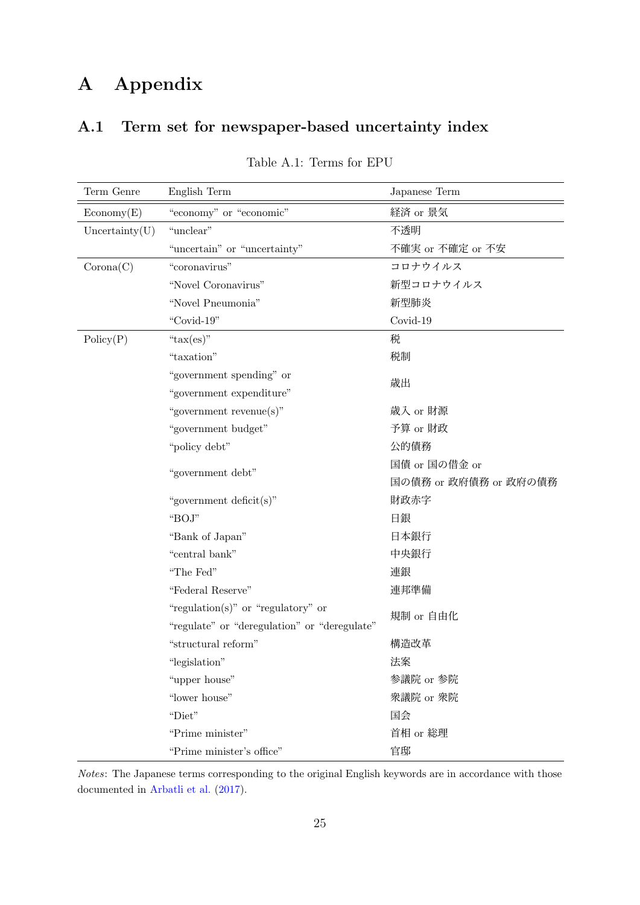# A Appendix

## A.1 Term set for newspaper-based uncertainty index

Table A.1: Terms for EPU

| Term Genre | English Term | Japanese Term |
|---|---|---|
| Economy(E) | "economy" or "economic" | 経済 or 景気 |
| Uncertainty(U) | "unclear" | 不透明 |
| | "uncertain" or "uncertainty" | 不確実 or 不確定 or 不安 |
| Corona(C) | "coronavirus" | コロナウイルス |
| | "Novel Coronavirus" | 新型コロナウイルス |
| | "Novel Pneumonia" | 新型肺炎 |
| | "Covid-19" | Covid-19 |
| Policy(P) | "tax(es)" | 税 |
| | "taxation" | 税制 |
| | "government spending" or "government expenditure" | 歳出 |
| | "government revenue(s)" | 歳入 or 財源 |
| | "government budget" | 予算 or 財政 |
| | "policy debt" | 公的債務 |
| | "government debt" | 国債 or 国の借金 or 国の債務 or 政府債務 or 政府の債務 |
| | "government deficit(s)" | 財政赤字 |
| | "BOJ" | 日銀 |
| | "Bank of Japan" | 日本銀行 |
| | "central bank" | 中央銀行 |
| | "The Fed" | 連銀 |
| | "Federal Reserve" | 連邦準備 |
| | "regulation(s)" or "regulatory" or "regulate" or "deregulation" or "deregulate" | 規制 or 自由化 |
| | "structural reform" | 構造改革 |
| | "legislation" | 法案 |
| | "upper house" | 参議院 or 参院 |
| | "lower house" | 衆議院 or 衆院 |
| | "Diet" | 国会 |
| | "Prime minister" | 首相 or 総理 |
| | "Prime minister's office" | 官邸 |

*Notes*: The Japanese terms corresponding to the original English keywords are in accordance with those documented in Arbatli et al. (2017).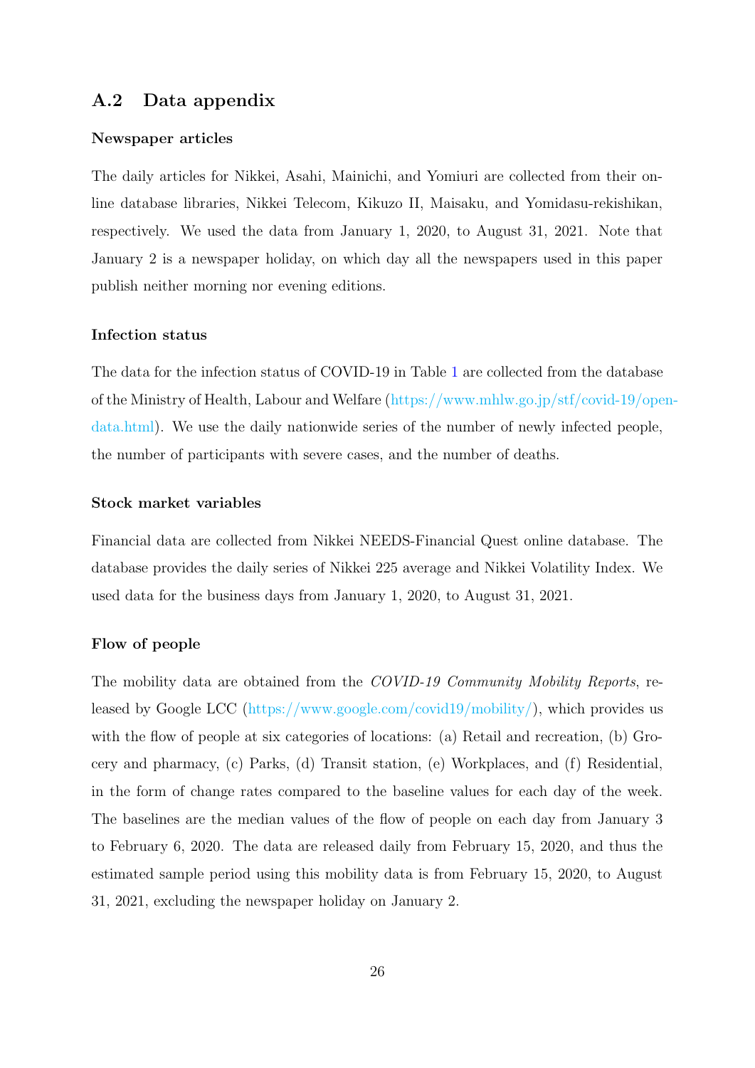## A.2 Data appendix

### Newspaper articles

The daily articles for Nikkei, Asahi, Mainichi, and Yomiuri are collected from their online database libraries, Nikkei Telecom, Kikuzo II, Maisaku, and Yomidasu-rekishikan, respectively. We used the data from January 1, 2020, to August 31, 2021. Note that January 2 is a newspaper holiday, on which day all the newspapers used in this paper publish neither morning nor evening editions.

### Infection status

The data for the infection status of COVID-19 in Table 1 are collected from the database of the Ministry of Health, Labour and Welfare (https://www.mhlw.go.jp/stf/covid-19/open-data.html). We use the daily nationwide series of the number of newly infected people, the number of participants with severe cases, and the number of deaths.

### Stock market variables

Financial data are collected from Nikkei NEEDS-Financial Quest online database. The database provides the daily series of Nikkei 225 average and Nikkei Volatility Index. We used data for the business days from January 1, 2020, to August 31, 2021.

### Flow of people

The mobility data are obtained from the *COVID-19 Community Mobility Reports*, released by Google LCC (https://www.google.com/covid19/mobility/), which provides us with the flow of people at six categories of locations: (a) Retail and recreation, (b) Grocery and pharmacy, (c) Parks, (d) Transit station, (e) Workplaces, and (f) Residential, in the form of change rates compared to the baseline values for each day of the week. The baselines are the median values of the flow of people on each day from January 3 to February 6, 2020. The data are released daily from February 15, 2020, and thus the estimated sample period using this mobility data is from February 15, 2020, to August 31, 2021, excluding the newspaper holiday on January 2.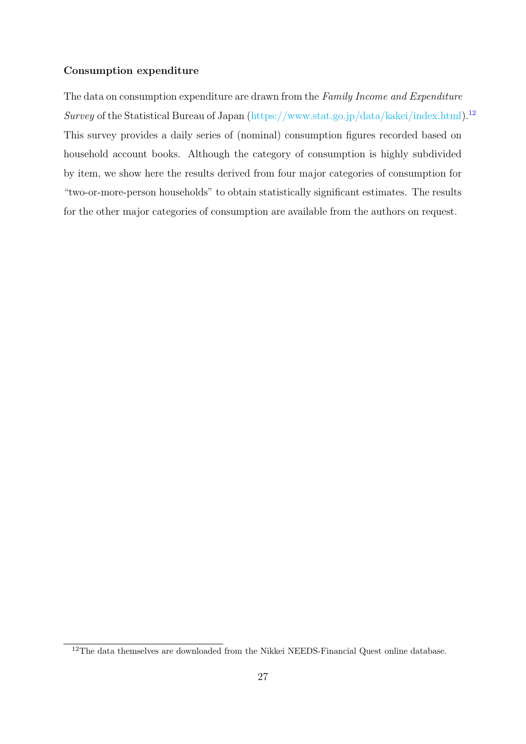**Consumption expenditure**

The data on consumption expenditure are drawn from the *Family Income and Expenditure Survey* of the Statistical Bureau of Japan (https://www.stat.go.jp/data/kakei/index.html).[12] This survey provides a daily series of (nominal) consumption figures recorded based on household account books. Although the category of consumption is highly subdivided by item, we show here the results derived from four major categories of consumption for "two-or-more-person households" to obtain statistically significant estimates. The results for the other major categories of consumption are available from the authors on request.

[12] The data themselves are downloaded from the Nikkei NEEDS-Financial Quest online database.